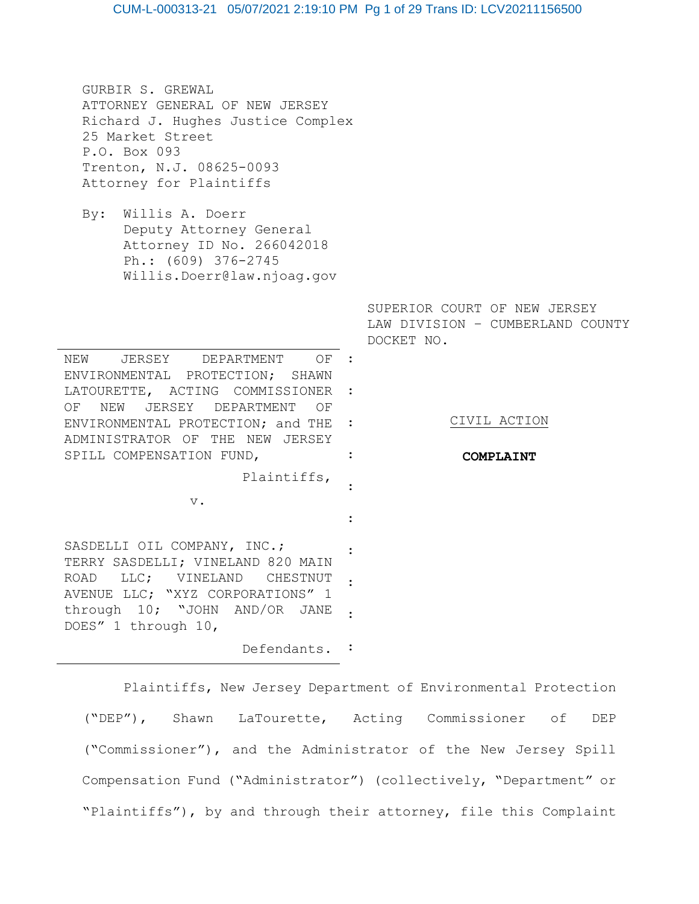GURBIR S. GREWAL
ATTORNEY GENERAL OF NEW JERSEY
Richard J. Hughes Justice Complex
25 Market Street
P.O. Box 093
Trenton, N.J. 08625-0093
Attorney for Plaintiffs

By: Willis A. Doerr
Deputy Attorney General
Attorney ID No. 266042018
Ph.: (609) 376-2745
Willis.Doerr@law.njoag.gov

SUPERIOR COURT OF NEW JERSEY
LAW DIVISION – CUMBERLAND COUNTY
DOCKET NO.

NEW JERSEY DEPARTMENT OF ENVIRONMENTAL PROTECTION; SHAWN LATOURETTE, ACTING COMMISSIONER OF NEW JERSEY DEPARTMENT OF ENVIRONMENTAL PROTECTION; and THE ADMINISTRATOR OF THE NEW JERSEY SPILL COMPENSATION FUND,

Plaintiffs,

v.

SASDELLI OIL COMPANY, INC.; TERRY SASDELLI; VINELAND 820 MAIN ROAD LLC; VINELAND CHESTNUT AVENUE LLC; "XYZ CORPORATIONS" 1 through 10; "JOHN AND/OR JANE DOES" 1 through 10,

Defendants.

CIVIL ACTION

**COMPLAINT**

Plaintiffs, New Jersey Department of Environmental Protection ("DEP"), Shawn LaTourette, Acting Commissioner of DEP ("Commissioner"), and the Administrator of the New Jersey Spill Compensation Fund ("Administrator") (collectively, "Department" or "Plaintiffs"), by and through their attorney, file this Complaint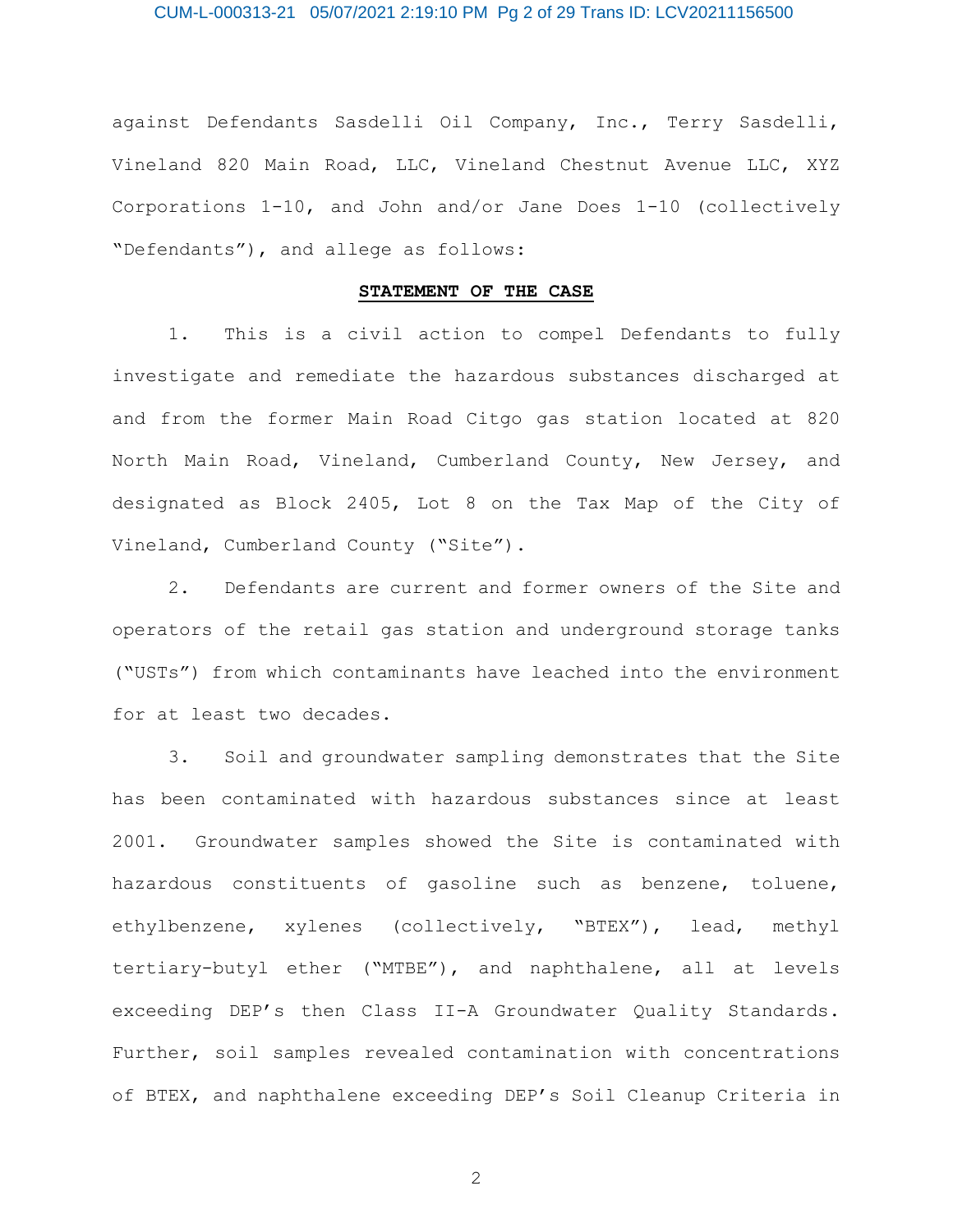against Defendants Sasdelli Oil Company, Inc., Terry Sasdelli, Vineland 820 Main Road, LLC, Vineland Chestnut Avenue LLC, XYZ Corporations 1-10, and John and/or Jane Does 1-10 (collectively "Defendants"), and allege as follows:

## STATEMENT OF THE CASE

1. This is a civil action to compel Defendants to fully investigate and remediate the hazardous substances discharged at and from the former Main Road Citgo gas station located at 820 North Main Road, Vineland, Cumberland County, New Jersey, and designated as Block 2405, Lot 8 on the Tax Map of the City of Vineland, Cumberland County ("Site").

2. Defendants are current and former owners of the Site and operators of the retail gas station and underground storage tanks ("USTs") from which contaminants have leached into the environment for at least two decades.

3. Soil and groundwater sampling demonstrates that the Site has been contaminated with hazardous substances since at least 2001. Groundwater samples showed the Site is contaminated with hazardous constituents of gasoline such as benzene, toluene, ethylbenzene, xylenes (collectively, "BTEX"), lead, methyl tertiary-butyl ether ("MTBE"), and naphthalene, all at levels exceeding DEP's then Class II-A Groundwater Quality Standards. Further, soil samples revealed contamination with concentrations of BTEX, and naphthalene exceeding DEP's Soil Cleanup Criteria in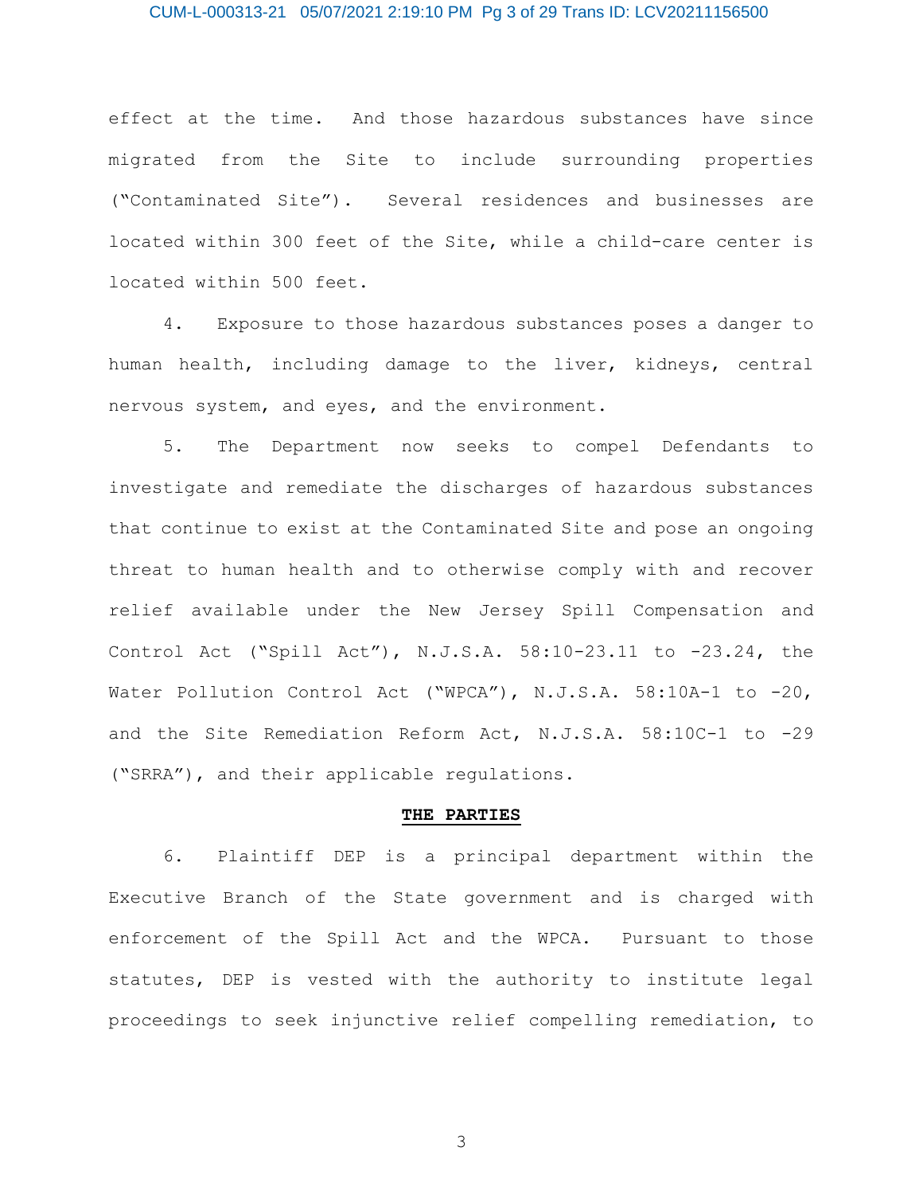effect at the time. And those hazardous substances have since migrated from the Site to include surrounding properties ("Contaminated Site"). Several residences and businesses are located within 300 feet of the Site, while a child-care center is located within 500 feet.

4. Exposure to those hazardous substances poses a danger to human health, including damage to the liver, kidneys, central nervous system, and eyes, and the environment.

5. The Department now seeks to compel Defendants to investigate and remediate the discharges of hazardous substances that continue to exist at the Contaminated Site and pose an ongoing threat to human health and to otherwise comply with and recover relief available under the New Jersey Spill Compensation and Control Act ("Spill Act"), N.J.S.A. 58:10-23.11 to -23.24, the Water Pollution Control Act ("WPCA"), N.J.S.A. 58:10A-1 to -20, and the Site Remediation Reform Act, N.J.S.A. 58:10C-1 to -29 ("SRRA"), and their applicable regulations.

**THE PARTIES**

6. Plaintiff DEP is a principal department within the Executive Branch of the State government and is charged with enforcement of the Spill Act and the WPCA. Pursuant to those statutes, DEP is vested with the authority to institute legal proceedings to seek injunctive relief compelling remediation, to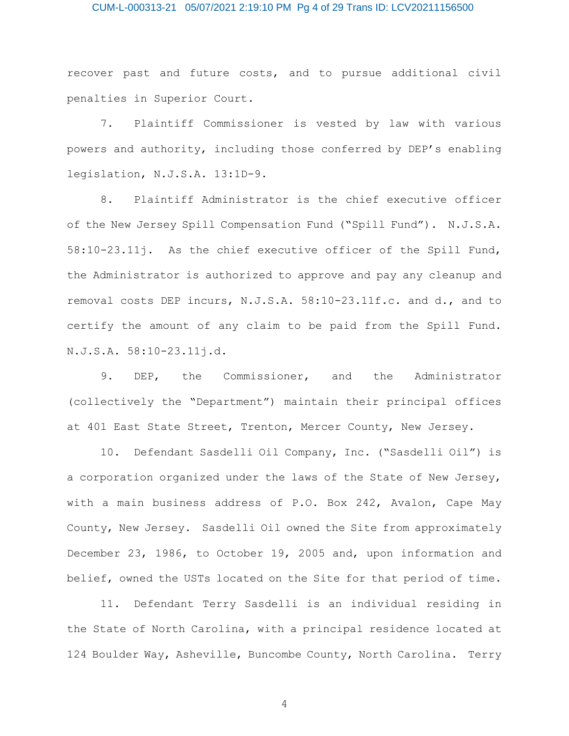recover past and future costs, and to pursue additional civil penalties in Superior Court.

7. Plaintiff Commissioner is vested by law with various powers and authority, including those conferred by DEP's enabling legislation, N.J.S.A. 13:1D-9.

8. Plaintiff Administrator is the chief executive officer of the New Jersey Spill Compensation Fund ("Spill Fund"). N.J.S.A. 58:10-23.11j. As the chief executive officer of the Spill Fund, the Administrator is authorized to approve and pay any cleanup and removal costs DEP incurs, N.J.S.A. 58:10-23.11f.c. and d., and to certify the amount of any claim to be paid from the Spill Fund. N.J.S.A. 58:10-23.11j.d.

9. DEP, the Commissioner, and the Administrator (collectively the "Department") maintain their principal offices at 401 East State Street, Trenton, Mercer County, New Jersey.

10. Defendant Sasdelli Oil Company, Inc. ("Sasdelli Oil") is a corporation organized under the laws of the State of New Jersey, with a main business address of P.O. Box 242, Avalon, Cape May County, New Jersey. Sasdelli Oil owned the Site from approximately December 23, 1986, to October 19, 2005 and, upon information and belief, owned the USTs located on the Site for that period of time.

11. Defendant Terry Sasdelli is an individual residing in the State of North Carolina, with a principal residence located at 124 Boulder Way, Asheville, Buncombe County, North Carolina. Terry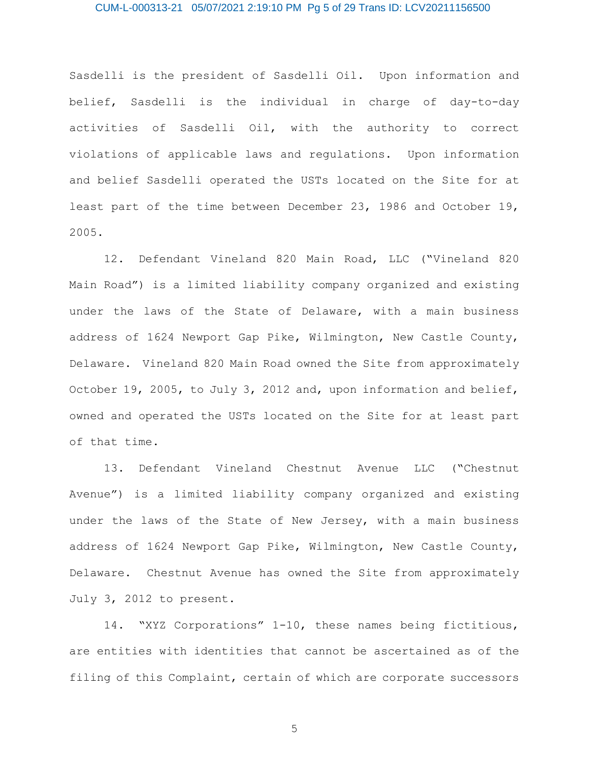Sasdelli is the president of Sasdelli Oil. Upon information and belief, Sasdelli is the individual in charge of day-to-day activities of Sasdelli Oil, with the authority to correct violations of applicable laws and regulations. Upon information and belief Sasdelli operated the USTs located on the Site for at least part of the time between December 23, 1986 and October 19, 2005.

12. Defendant Vineland 820 Main Road, LLC ("Vineland 820 Main Road") is a limited liability company organized and existing under the laws of the State of Delaware, with a main business address of 1624 Newport Gap Pike, Wilmington, New Castle County, Delaware. Vineland 820 Main Road owned the Site from approximately October 19, 2005, to July 3, 2012 and, upon information and belief, owned and operated the USTs located on the Site for at least part of that time.

13. Defendant Vineland Chestnut Avenue LLC ("Chestnut Avenue") is a limited liability company organized and existing under the laws of the State of New Jersey, with a main business address of 1624 Newport Gap Pike, Wilmington, New Castle County, Delaware. Chestnut Avenue has owned the Site from approximately July 3, 2012 to present.

14. "XYZ Corporations" 1-10, these names being fictitious, are entities with identities that cannot be ascertained as of the filing of this Complaint, certain of which are corporate successors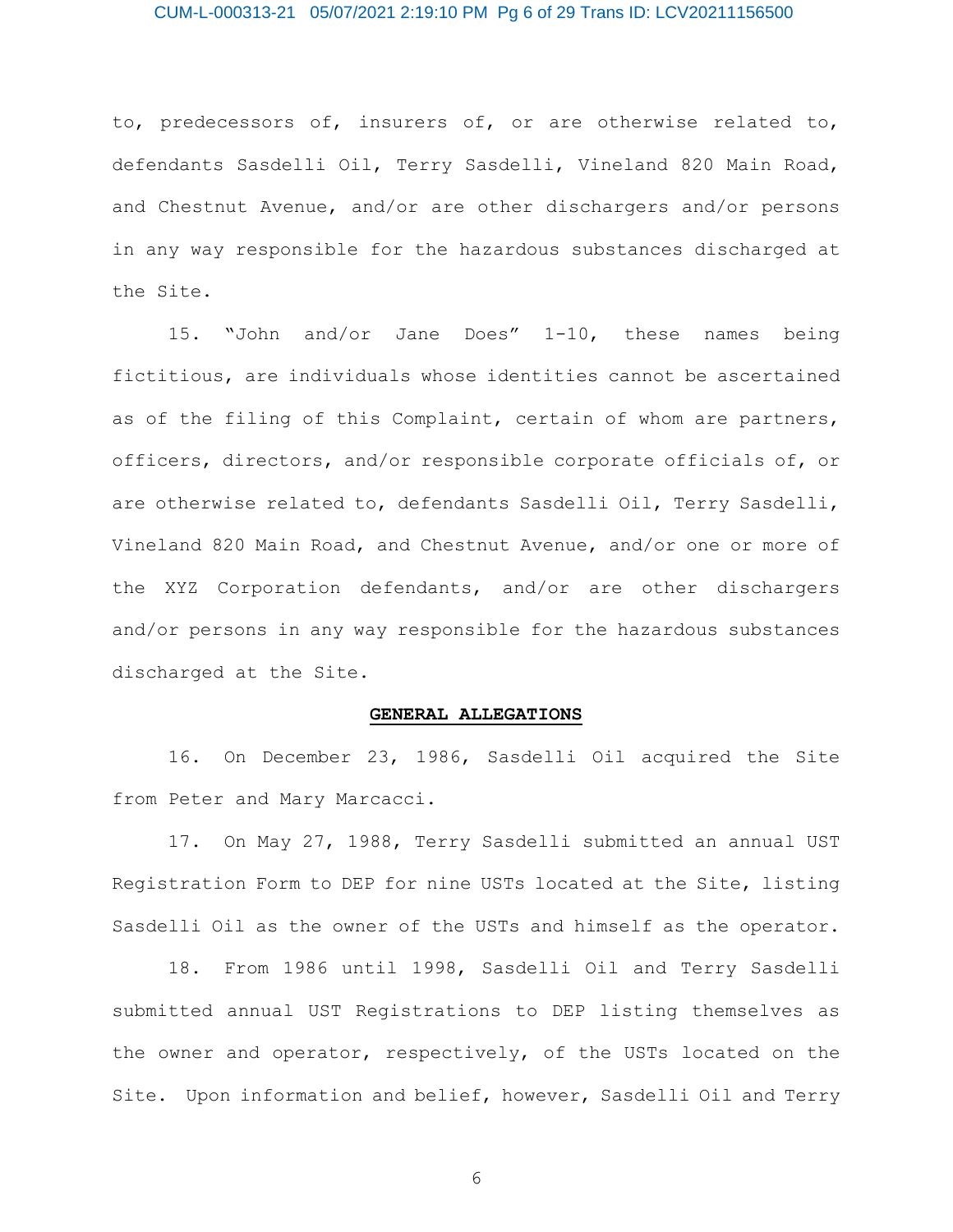to, predecessors of, insurers of, or are otherwise related to, defendants Sasdelli Oil, Terry Sasdelli, Vineland 820 Main Road, and Chestnut Avenue, and/or are other dischargers and/or persons in any way responsible for the hazardous substances discharged at the Site.

15. "John and/or Jane Does" 1-10, these names being fictitious, are individuals whose identities cannot be ascertained as of the filing of this Complaint, certain of whom are partners, officers, directors, and/or responsible corporate officials of, or are otherwise related to, defendants Sasdelli Oil, Terry Sasdelli, Vineland 820 Main Road, and Chestnut Avenue, and/or one or more of the XYZ Corporation defendants, and/or are other dischargers and/or persons in any way responsible for the hazardous substances discharged at the Site.

**GENERAL ALLEGATIONS**

16. On December 23, 1986, Sasdelli Oil acquired the Site from Peter and Mary Marcacci.

17. On May 27, 1988, Terry Sasdelli submitted an annual UST Registration Form to DEP for nine USTs located at the Site, listing Sasdelli Oil as the owner of the USTs and himself as the operator.

18. From 1986 until 1998, Sasdelli Oil and Terry Sasdelli submitted annual UST Registrations to DEP listing themselves as the owner and operator, respectively, of the USTs located on the Site. Upon information and belief, however, Sasdelli Oil and Terry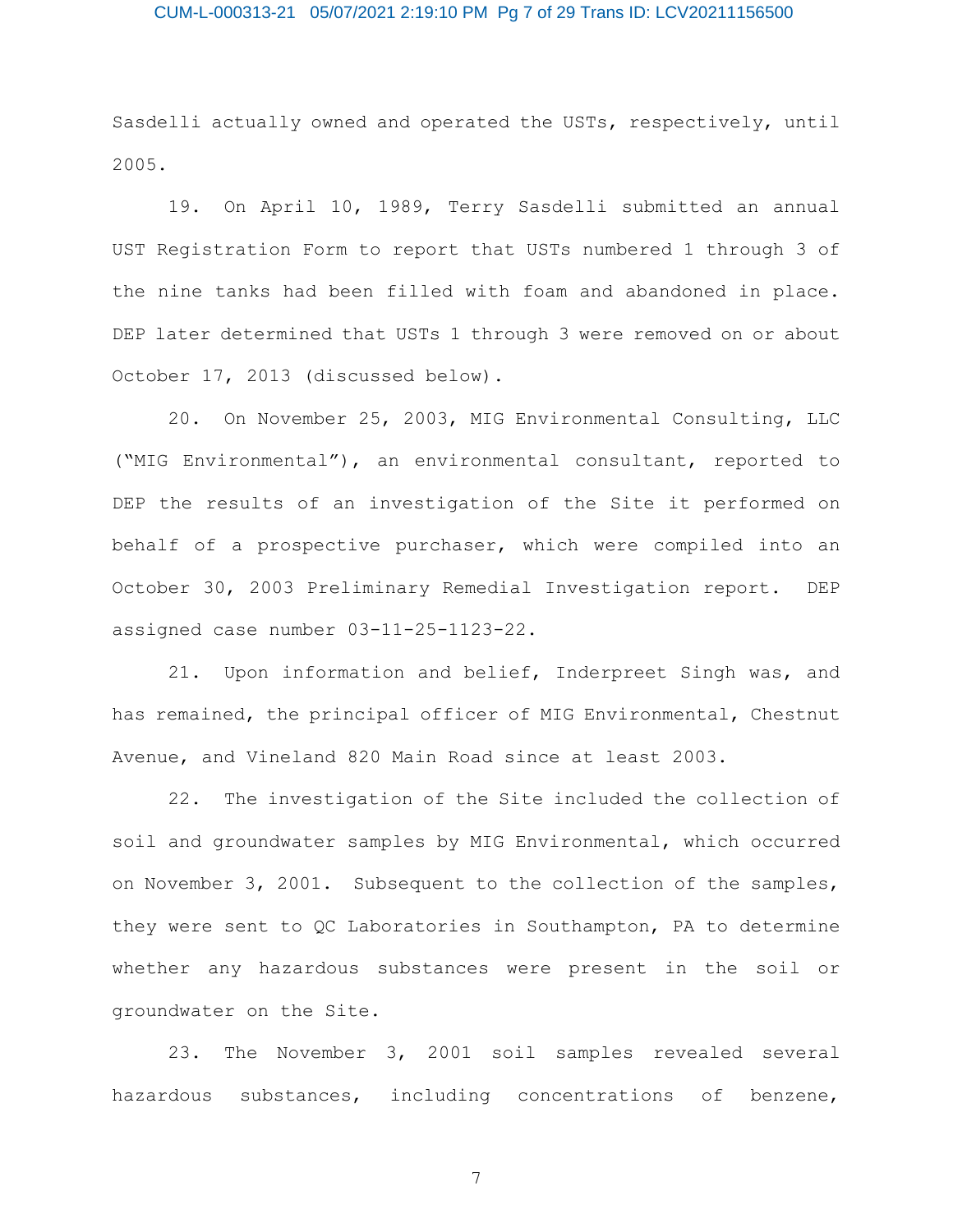Sasdelli actually owned and operated the USTs, respectively, until 2005.

19. On April 10, 1989, Terry Sasdelli submitted an annual UST Registration Form to report that USTs numbered 1 through 3 of the nine tanks had been filled with foam and abandoned in place. DEP later determined that USTs 1 through 3 were removed on or about October 17, 2013 (discussed below).

20. On November 25, 2003, MIG Environmental Consulting, LLC ("MIG Environmental"), an environmental consultant, reported to DEP the results of an investigation of the Site it performed on behalf of a prospective purchaser, which were compiled into an October 30, 2003 Preliminary Remedial Investigation report. DEP assigned case number 03-11-25-1123-22.

21. Upon information and belief, Inderpreet Singh was, and has remained, the principal officer of MIG Environmental, Chestnut Avenue, and Vineland 820 Main Road since at least 2003.

22. The investigation of the Site included the collection of soil and groundwater samples by MIG Environmental, which occurred on November 3, 2001. Subsequent to the collection of the samples, they were sent to QC Laboratories in Southampton, PA to determine whether any hazardous substances were present in the soil or groundwater on the Site.

23. The November 3, 2001 soil samples revealed several hazardous substances, including concentrations of benzene,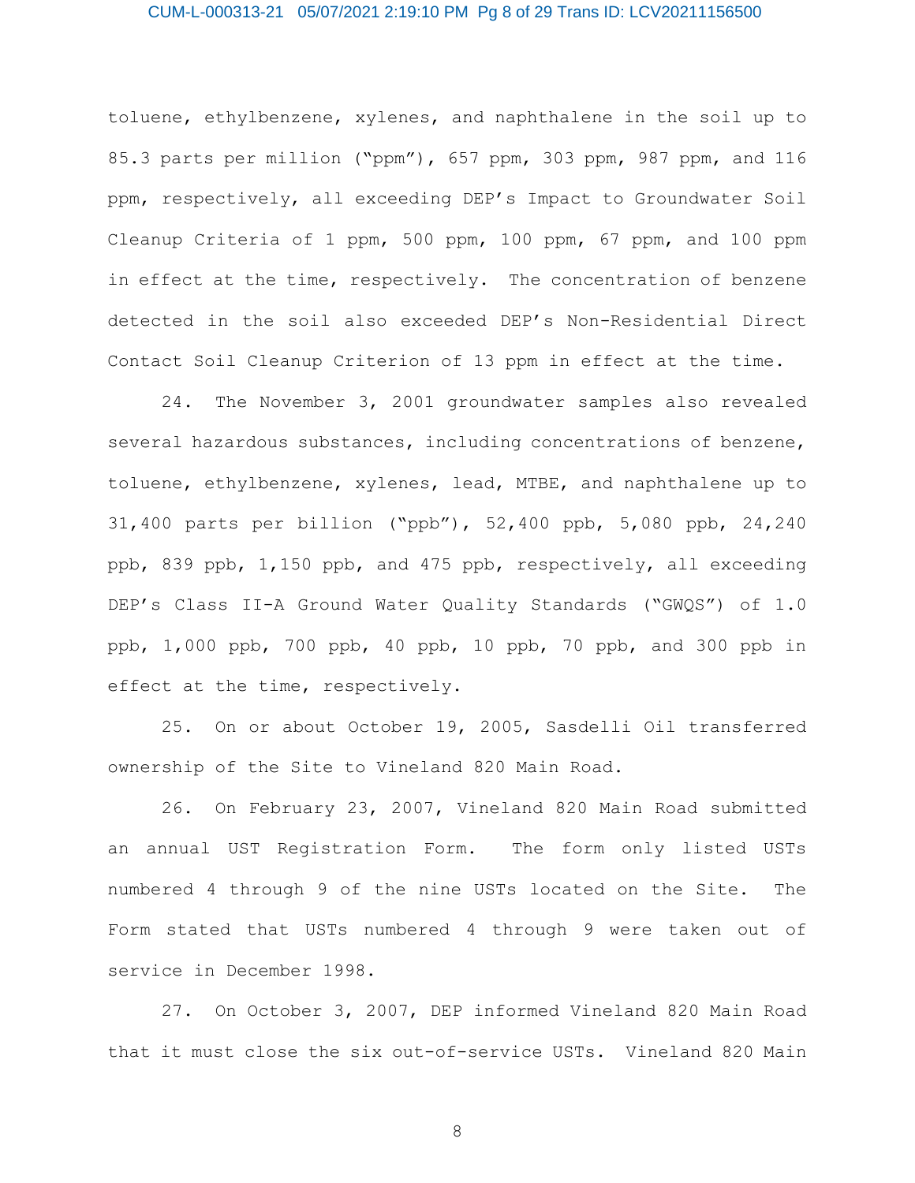toluene, ethylbenzene, xylenes, and naphthalene in the soil up to 85.3 parts per million ("ppm"), 657 ppm, 303 ppm, 987 ppm, and 116 ppm, respectively, all exceeding DEP's Impact to Groundwater Soil Cleanup Criteria of 1 ppm, 500 ppm, 100 ppm, 67 ppm, and 100 ppm in effect at the time, respectively. The concentration of benzene detected in the soil also exceeded DEP's Non-Residential Direct Contact Soil Cleanup Criterion of 13 ppm in effect at the time.

24. The November 3, 2001 groundwater samples also revealed several hazardous substances, including concentrations of benzene, toluene, ethylbenzene, xylenes, lead, MTBE, and naphthalene up to 31,400 parts per billion ("ppb"), 52,400 ppb, 5,080 ppb, 24,240 ppb, 839 ppb, 1,150 ppb, and 475 ppb, respectively, all exceeding DEP's Class II-A Ground Water Quality Standards ("GWQS") of 1.0 ppb, 1,000 ppb, 700 ppb, 40 ppb, 10 ppb, 70 ppb, and 300 ppb in effect at the time, respectively.

25. On or about October 19, 2005, Sasdelli Oil transferred ownership of the Site to Vineland 820 Main Road.

26. On February 23, 2007, Vineland 820 Main Road submitted an annual UST Registration Form. The form only listed USTs numbered 4 through 9 of the nine USTs located on the Site. The Form stated that USTs numbered 4 through 9 were taken out of service in December 1998.

27. On October 3, 2007, DEP informed Vineland 820 Main Road that it must close the six out-of-service USTs. Vineland 820 Main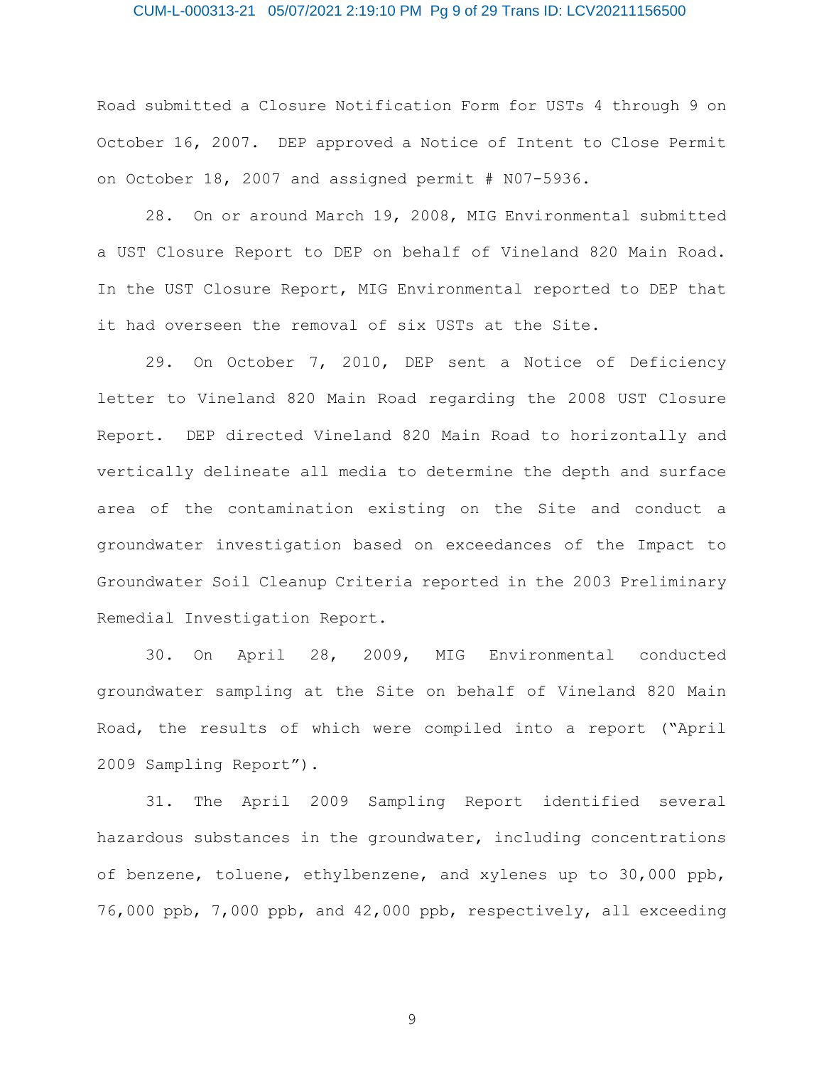Road submitted a Closure Notification Form for USTs 4 through 9 on October 16, 2007. DEP approved a Notice of Intent to Close Permit on October 18, 2007 and assigned permit # N07-5936.

28. On or around March 19, 2008, MIG Environmental submitted a UST Closure Report to DEP on behalf of Vineland 820 Main Road. In the UST Closure Report, MIG Environmental reported to DEP that it had overseen the removal of six USTs at the Site.

29. On October 7, 2010, DEP sent a Notice of Deficiency letter to Vineland 820 Main Road regarding the 2008 UST Closure Report. DEP directed Vineland 820 Main Road to horizontally and vertically delineate all media to determine the depth and surface area of the contamination existing on the Site and conduct a groundwater investigation based on exceedances of the Impact to Groundwater Soil Cleanup Criteria reported in the 2003 Preliminary Remedial Investigation Report.

30. On April 28, 2009, MIG Environmental conducted groundwater sampling at the Site on behalf of Vineland 820 Main Road, the results of which were compiled into a report ("April 2009 Sampling Report").

31. The April 2009 Sampling Report identified several hazardous substances in the groundwater, including concentrations of benzene, toluene, ethylbenzene, and xylenes up to 30,000 ppb, 76,000 ppb, 7,000 ppb, and 42,000 ppb, respectively, all exceeding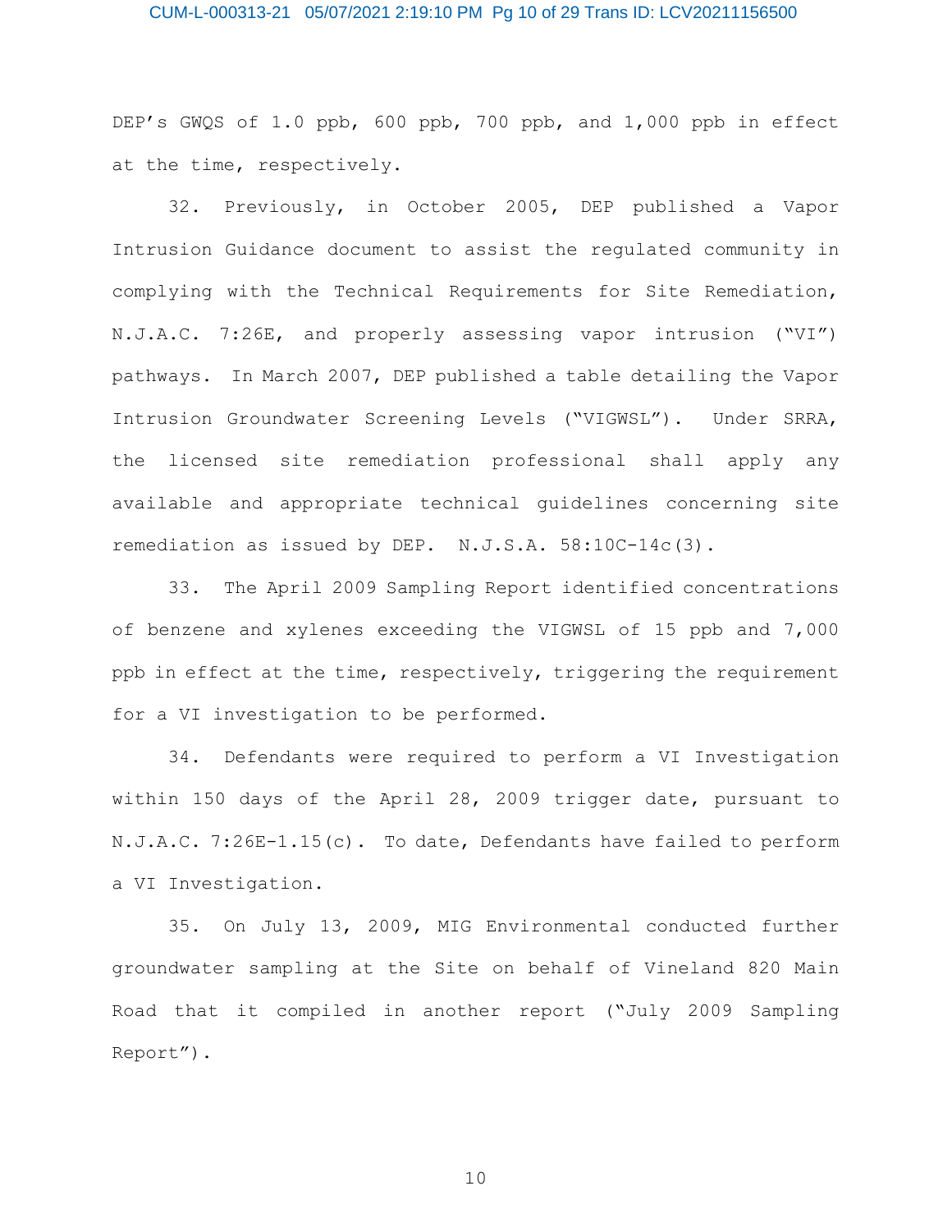DEP's GWQS of 1.0 ppb, 600 ppb, 700 ppb, and 1,000 ppb in effect at the time, respectively.

32. Previously, in October 2005, DEP published a Vapor Intrusion Guidance document to assist the regulated community in complying with the Technical Requirements for Site Remediation, N.J.A.C. 7:26E, and properly assessing vapor intrusion ("VI") pathways. In March 2007, DEP published a table detailing the Vapor Intrusion Groundwater Screening Levels ("VIGWSL"). Under SRRA, the licensed site remediation professional shall apply any available and appropriate technical guidelines concerning site remediation as issued by DEP. N.J.S.A. 58:10C-14c(3).

33. The April 2009 Sampling Report identified concentrations of benzene and xylenes exceeding the VIGWSL of 15 ppb and 7,000 ppb in effect at the time, respectively, triggering the requirement for a VI investigation to be performed.

34. Defendants were required to perform a VI Investigation within 150 days of the April 28, 2009 trigger date, pursuant to N.J.A.C. 7:26E-1.15(c). To date, Defendants have failed to perform a VI Investigation.

35. On July 13, 2009, MIG Environmental conducted further groundwater sampling at the Site on behalf of Vineland 820 Main Road that it compiled in another report ("July 2009 Sampling Report").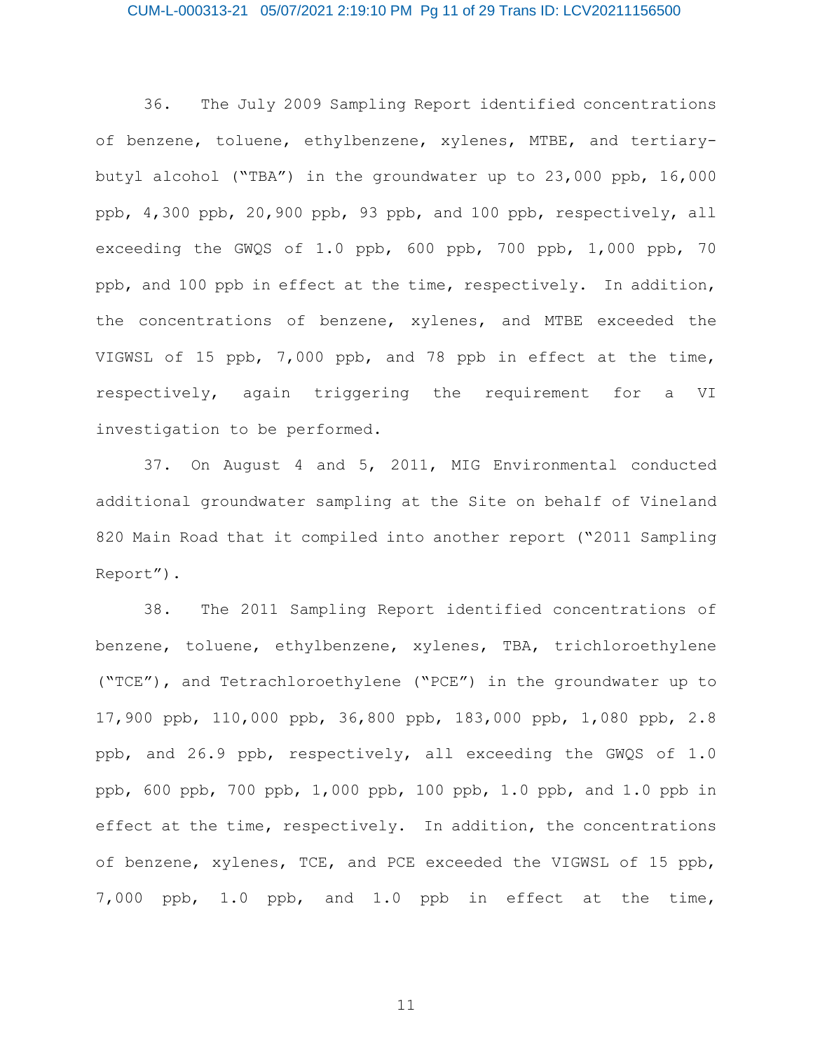36. The July 2009 Sampling Report identified concentrations of benzene, toluene, ethylbenzene, xylenes, MTBE, and tertiary-butyl alcohol ("TBA") in the groundwater up to 23,000 ppb, 16,000 ppb, 4,300 ppb, 20,900 ppb, 93 ppb, and 100 ppb, respectively, all exceeding the GWQS of 1.0 ppb, 600 ppb, 700 ppb, 1,000 ppb, 70 ppb, and 100 ppb in effect at the time, respectively. In addition, the concentrations of benzene, xylenes, and MTBE exceeded the VIGWSL of 15 ppb, 7,000 ppb, and 78 ppb in effect at the time, respectively, again triggering the requirement for a VI investigation to be performed.

37. On August 4 and 5, 2011, MIG Environmental conducted additional groundwater sampling at the Site on behalf of Vineland 820 Main Road that it compiled into another report ("2011 Sampling Report").

38. The 2011 Sampling Report identified concentrations of benzene, toluene, ethylbenzene, xylenes, TBA, trichloroethylene ("TCE"), and Tetrachloroethylene ("PCE") in the groundwater up to 17,900 ppb, 110,000 ppb, 36,800 ppb, 183,000 ppb, 1,080 ppb, 2.8 ppb, and 26.9 ppb, respectively, all exceeding the GWQS of 1.0 ppb, 600 ppb, 700 ppb, 1,000 ppb, 100 ppb, 1.0 ppb, and 1.0 ppb in effect at the time, respectively. In addition, the concentrations of benzene, xylenes, TCE, and PCE exceeded the VIGWSL of 15 ppb, 7,000 ppb, 1.0 ppb, and 1.0 ppb in effect at the time,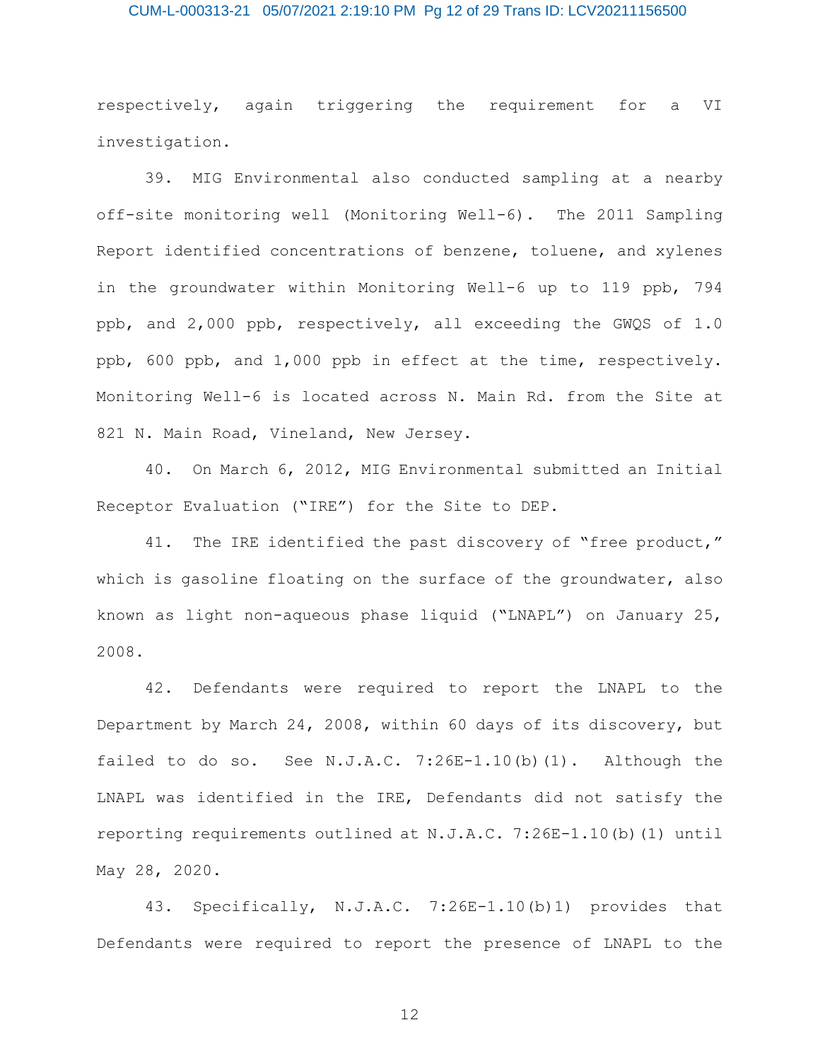respectively, again triggering the requirement for a VI investigation.

39. MIG Environmental also conducted sampling at a nearby off-site monitoring well (Monitoring Well-6). The 2011 Sampling Report identified concentrations of benzene, toluene, and xylenes in the groundwater within Monitoring Well-6 up to 119 ppb, 794 ppb, and 2,000 ppb, respectively, all exceeding the GWQS of 1.0 ppb, 600 ppb, and 1,000 ppb in effect at the time, respectively. Monitoring Well-6 is located across N. Main Rd. from the Site at 821 N. Main Road, Vineland, New Jersey.

40. On March 6, 2012, MIG Environmental submitted an Initial Receptor Evaluation ("IRE") for the Site to DEP.

41. The IRE identified the past discovery of "free product," which is gasoline floating on the surface of the groundwater, also known as light non-aqueous phase liquid ("LNAPL") on January 25, 2008.

42. Defendants were required to report the LNAPL to the Department by March 24, 2008, within 60 days of its discovery, but failed to do so. See N.J.A.C. 7:26E-1.10(b)(1). Although the LNAPL was identified in the IRE, Defendants did not satisfy the reporting requirements outlined at N.J.A.C. 7:26E-1.10(b)(1) until May 28, 2020.

43. Specifically, N.J.A.C. 7:26E-1.10(b)1) provides that Defendants were required to report the presence of LNAPL to the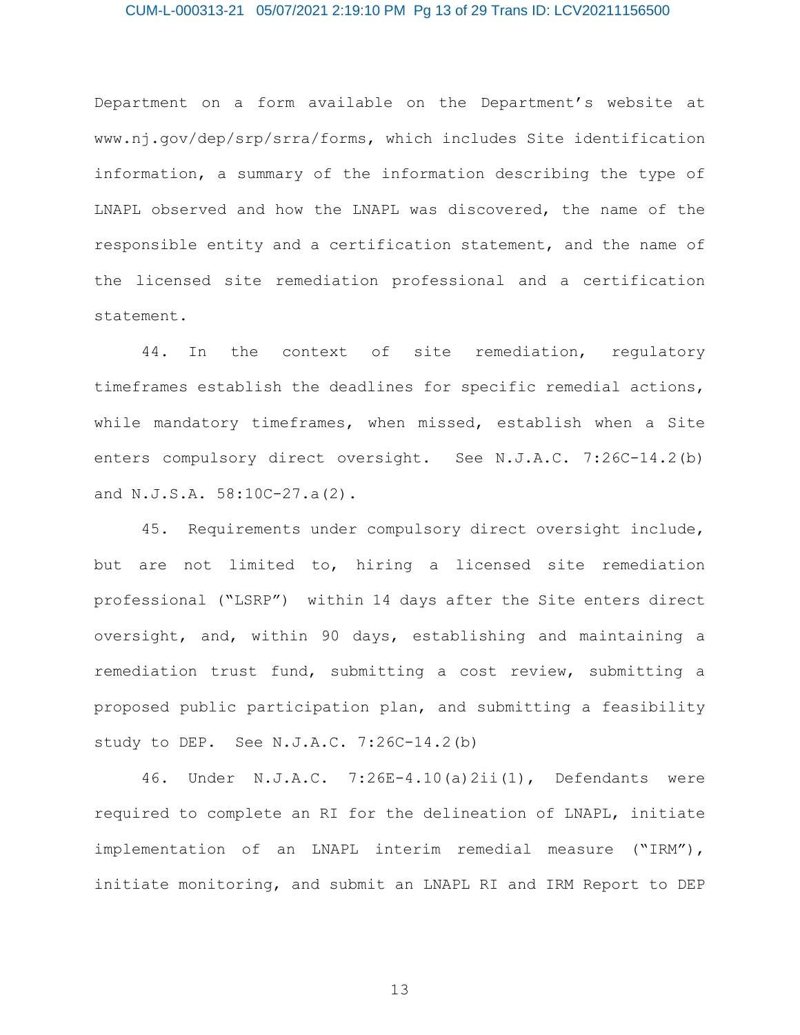Department on a form available on the Department's website at www.nj.gov/dep/srp/srra/forms, which includes Site identification information, a summary of the information describing the type of LNAPL observed and how the LNAPL was discovered, the name of the responsible entity and a certification statement, and the name of the licensed site remediation professional and a certification statement.

44. In the context of site remediation, regulatory timeframes establish the deadlines for specific remedial actions, while mandatory timeframes, when missed, establish when a Site enters compulsory direct oversight. See N.J.A.C. 7:26C-14.2(b) and N.J.S.A. 58:10C-27.a(2).

45. Requirements under compulsory direct oversight include, but are not limited to, hiring a licensed site remediation professional ("LSRP") within 14 days after the Site enters direct oversight, and, within 90 days, establishing and maintaining a remediation trust fund, submitting a cost review, submitting a proposed public participation plan, and submitting a feasibility study to DEP. See N.J.A.C. 7:26C-14.2(b)

46. Under N.J.A.C. 7:26E-4.10(a)2ii(1), Defendants were required to complete an RI for the delineation of LNAPL, initiate implementation of an LNAPL interim remedial measure ("IRM"), initiate monitoring, and submit an LNAPL RI and IRM Report to DEP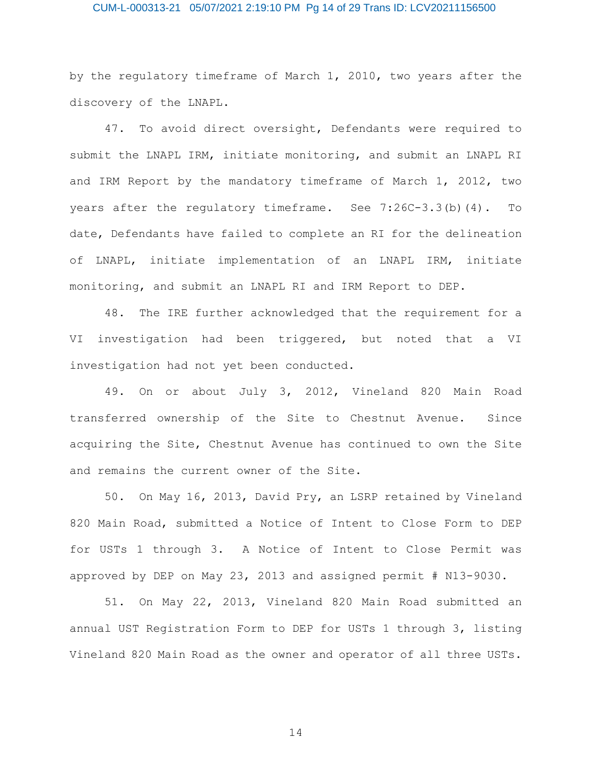by the regulatory timeframe of March 1, 2010, two years after the discovery of the LNAPL.

47. To avoid direct oversight, Defendants were required to submit the LNAPL IRM, initiate monitoring, and submit an LNAPL RI and IRM Report by the mandatory timeframe of March 1, 2012, two years after the regulatory timeframe. See 7:26C-3.3(b)(4). To date, Defendants have failed to complete an RI for the delineation of LNAPL, initiate implementation of an LNAPL IRM, initiate monitoring, and submit an LNAPL RI and IRM Report to DEP.

48. The IRE further acknowledged that the requirement for a VI investigation had been triggered, but noted that a VI investigation had not yet been conducted.

49. On or about July 3, 2012, Vineland 820 Main Road transferred ownership of the Site to Chestnut Avenue. Since acquiring the Site, Chestnut Avenue has continued to own the Site and remains the current owner of the Site.

50. On May 16, 2013, David Pry, an LSRP retained by Vineland 820 Main Road, submitted a Notice of Intent to Close Form to DEP for USTs 1 through 3. A Notice of Intent to Close Permit was approved by DEP on May 23, 2013 and assigned permit # N13-9030.

51. On May 22, 2013, Vineland 820 Main Road submitted an annual UST Registration Form to DEP for USTs 1 through 3, listing Vineland 820 Main Road as the owner and operator of all three USTs.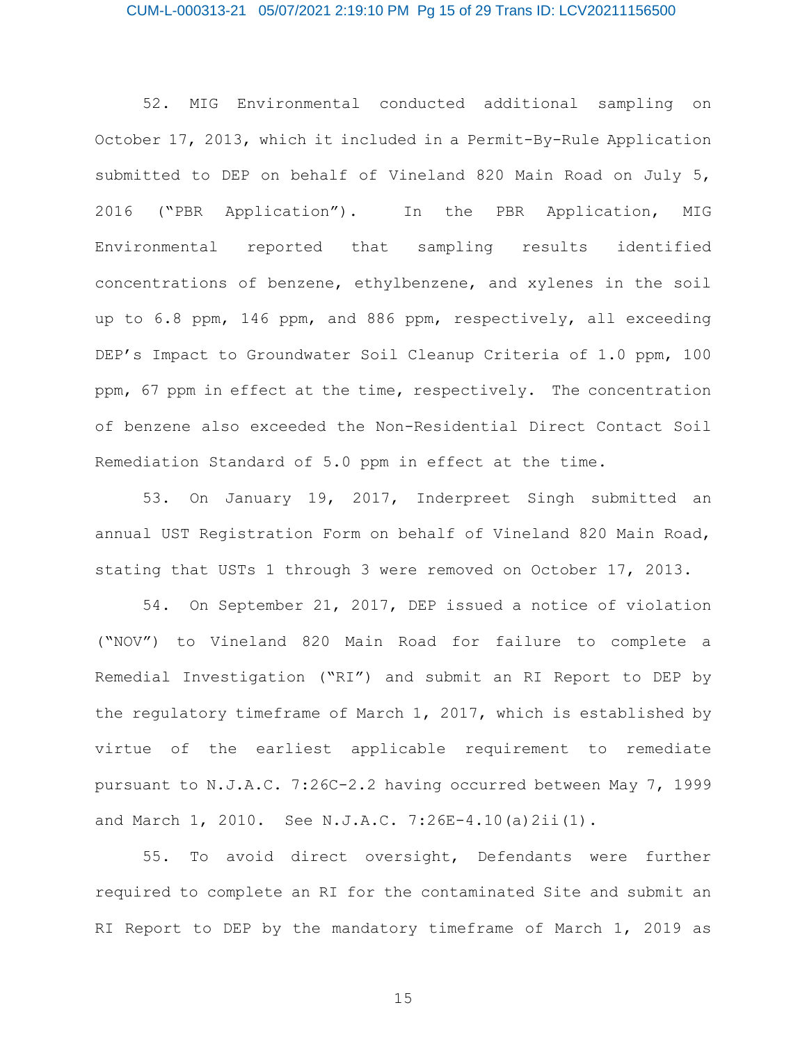52. MIG Environmental conducted additional sampling on October 17, 2013, which it included in a Permit-By-Rule Application submitted to DEP on behalf of Vineland 820 Main Road on July 5, 2016 ("PBR Application"). In the PBR Application, MIG Environmental reported that sampling results identified concentrations of benzene, ethylbenzene, and xylenes in the soil up to 6.8 ppm, 146 ppm, and 886 ppm, respectively, all exceeding DEP's Impact to Groundwater Soil Cleanup Criteria of 1.0 ppm, 100 ppm, 67 ppm in effect at the time, respectively. The concentration of benzene also exceeded the Non-Residential Direct Contact Soil Remediation Standard of 5.0 ppm in effect at the time.

53. On January 19, 2017, Inderpreet Singh submitted an annual UST Registration Form on behalf of Vineland 820 Main Road, stating that USTs 1 through 3 were removed on October 17, 2013.

54. On September 21, 2017, DEP issued a notice of violation ("NOV") to Vineland 820 Main Road for failure to complete a Remedial Investigation ("RI") and submit an RI Report to DEP by the regulatory timeframe of March 1, 2017, which is established by virtue of the earliest applicable requirement to remediate pursuant to N.J.A.C. 7:26C-2.2 having occurred between May 7, 1999 and March 1, 2010. See N.J.A.C. 7:26E-4.10(a)2ii(1).

55. To avoid direct oversight, Defendants were further required to complete an RI for the contaminated Site and submit an RI Report to DEP by the mandatory timeframe of March 1, 2019 as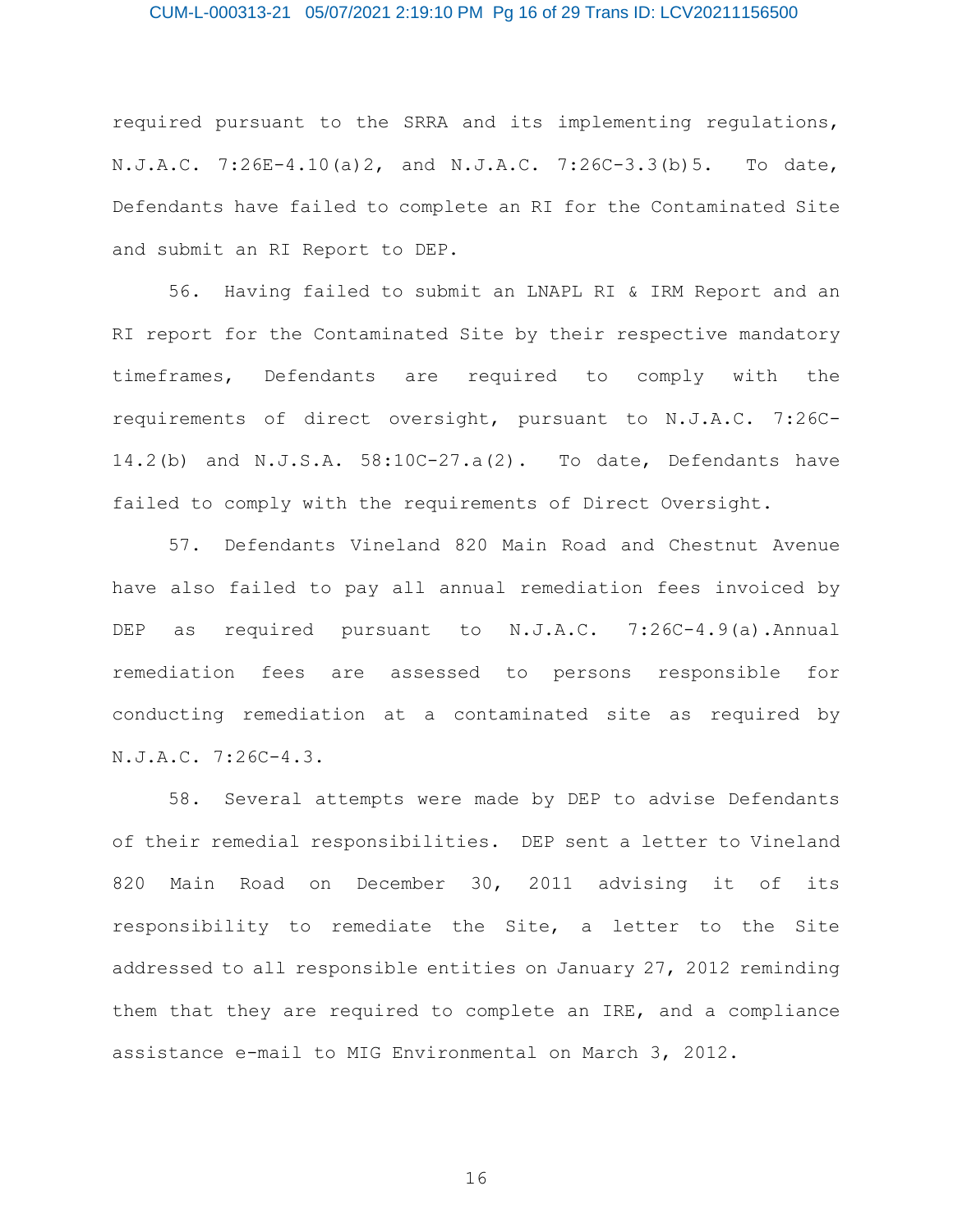required pursuant to the SRRA and its implementing regulations, N.J.A.C. 7:26E-4.10(a)2, and N.J.A.C. 7:26C-3.3(b)5. To date, Defendants have failed to complete an RI for the Contaminated Site and submit an RI Report to DEP.

56. Having failed to submit an LNAPL RI & IRM Report and an RI report for the Contaminated Site by their respective mandatory timeframes, Defendants are required to comply with the requirements of direct oversight, pursuant to N.J.A.C. 7:26C-14.2(b) and N.J.S.A. 58:10C-27.a(2). To date, Defendants have failed to comply with the requirements of Direct Oversight.

57. Defendants Vineland 820 Main Road and Chestnut Avenue have also failed to pay all annual remediation fees invoiced by DEP as required pursuant to N.J.A.C. 7:26C-4.9(a).Annual remediation fees are assessed to persons responsible for conducting remediation at a contaminated site as required by N.J.A.C. 7:26C-4.3.

58. Several attempts were made by DEP to advise Defendants of their remedial responsibilities. DEP sent a letter to Vineland 820 Main Road on December 30, 2011 advising it of its responsibility to remediate the Site, a letter to the Site addressed to all responsible entities on January 27, 2012 reminding them that they are required to complete an IRE, and a compliance assistance e-mail to MIG Environmental on March 3, 2012.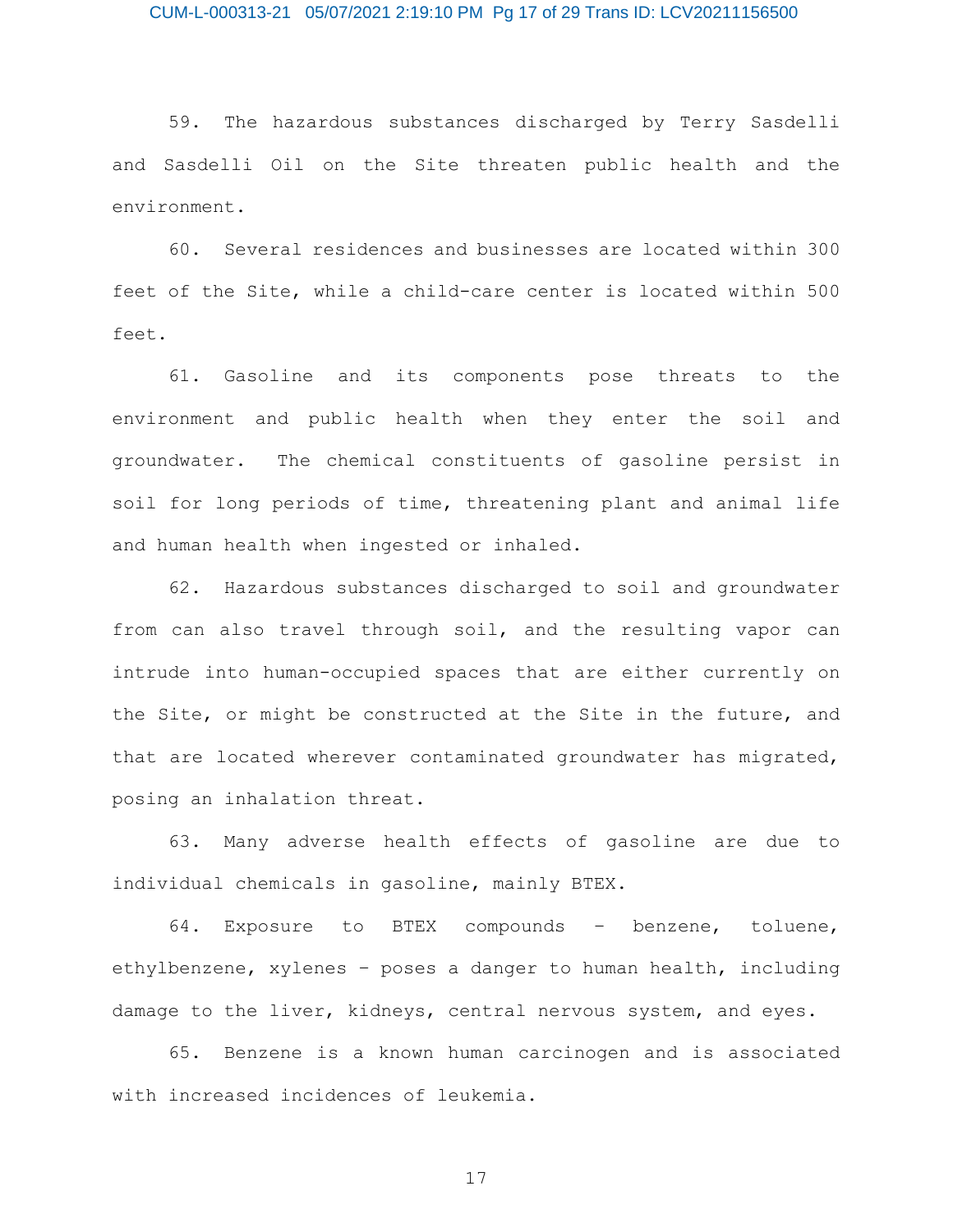59. The hazardous substances discharged by Terry Sasdelli and Sasdelli Oil on the Site threaten public health and the environment.

60. Several residences and businesses are located within 300 feet of the Site, while a child-care center is located within 500 feet.

61. Gasoline and its components pose threats to the environment and public health when they enter the soil and groundwater. The chemical constituents of gasoline persist in soil for long periods of time, threatening plant and animal life and human health when ingested or inhaled.

62. Hazardous substances discharged to soil and groundwater from can also travel through soil, and the resulting vapor can intrude into human-occupied spaces that are either currently on the Site, or might be constructed at the Site in the future, and that are located wherever contaminated groundwater has migrated, posing an inhalation threat.

63. Many adverse health effects of gasoline are due to individual chemicals in gasoline, mainly BTEX.

64. Exposure to BTEX compounds – benzene, toluene, ethylbenzene, xylenes – poses a danger to human health, including damage to the liver, kidneys, central nervous system, and eyes.

65. Benzene is a known human carcinogen and is associated with increased incidences of leukemia.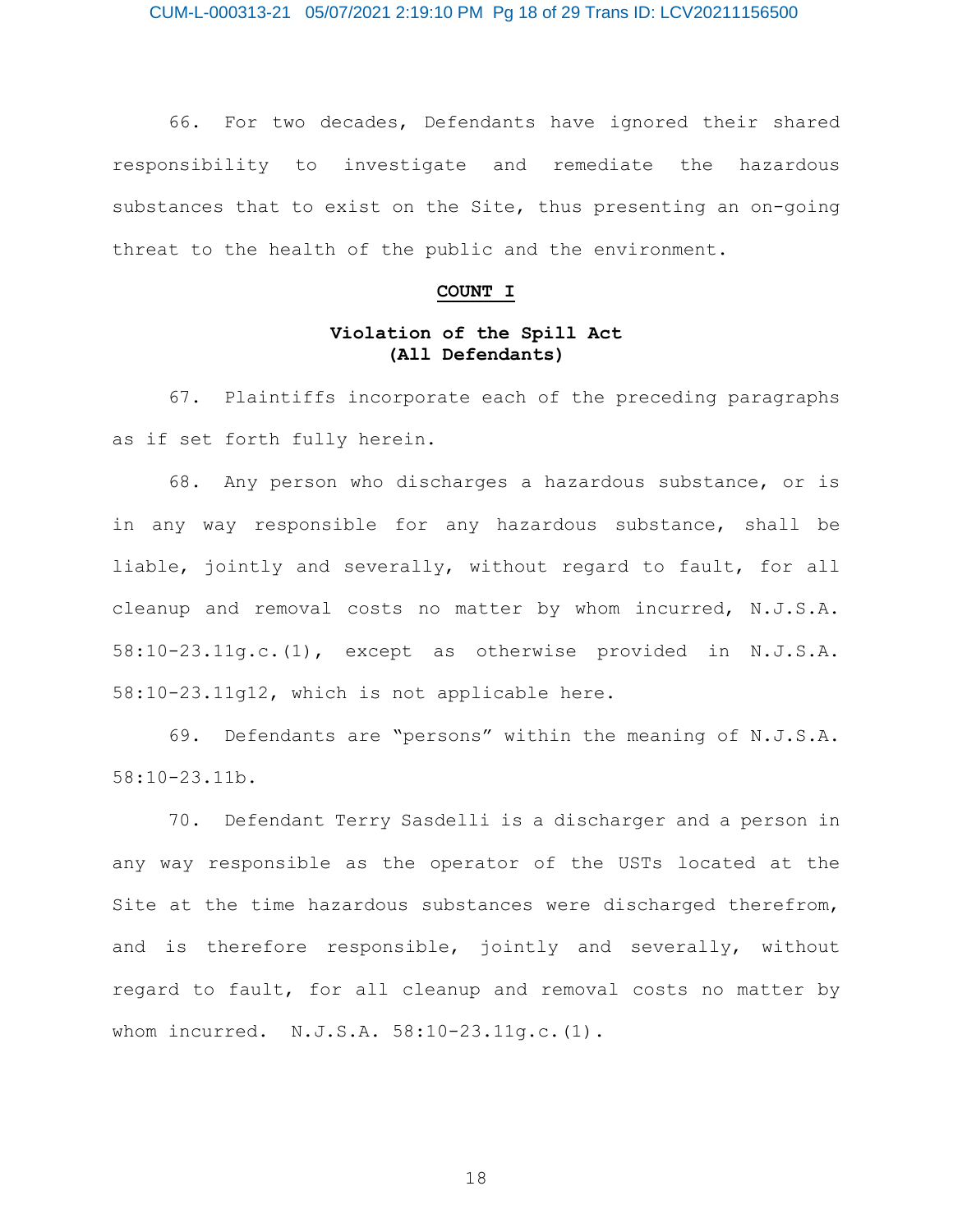66. For two decades, Defendants have ignored their shared responsibility to investigate and remediate the hazardous substances that to exist on the Site, thus presenting an on-going threat to the health of the public and the environment.

**COUNT I**

**Violation of the Spill Act**
**(All Defendants)**

67. Plaintiffs incorporate each of the preceding paragraphs as if set forth fully herein.

68. Any person who discharges a hazardous substance, or is in any way responsible for any hazardous substance, shall be liable, jointly and severally, without regard to fault, for all cleanup and removal costs no matter by whom incurred, N.J.S.A. 58:10-23.11g.c.(1), except as otherwise provided in N.J.S.A. 58:10-23.11g12, which is not applicable here.

69. Defendants are "persons" within the meaning of N.J.S.A. 58:10-23.11b.

70. Defendant Terry Sasdelli is a discharger and a person in any way responsible as the operator of the USTs located at the Site at the time hazardous substances were discharged therefrom, and is therefore responsible, jointly and severally, without regard to fault, for all cleanup and removal costs no matter by whom incurred. N.J.S.A. 58:10-23.11g.c.(1).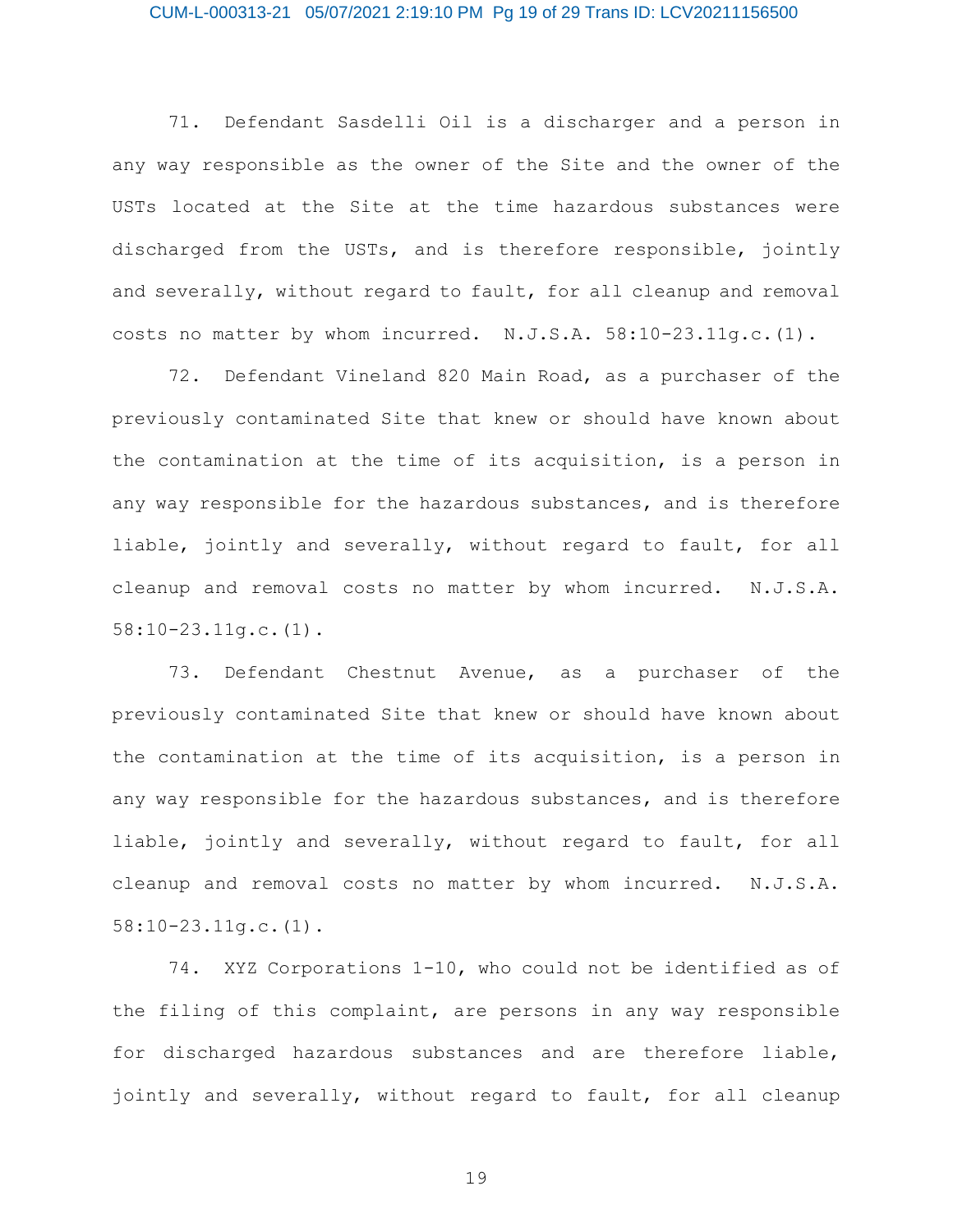71. Defendant Sasdelli Oil is a discharger and a person in any way responsible as the owner of the Site and the owner of the USTs located at the Site at the time hazardous substances were discharged from the USTs, and is therefore responsible, jointly and severally, without regard to fault, for all cleanup and removal costs no matter by whom incurred. N.J.S.A. 58:10-23.11g.c.(1).

72. Defendant Vineland 820 Main Road, as a purchaser of the previously contaminated Site that knew or should have known about the contamination at the time of its acquisition, is a person in any way responsible for the hazardous substances, and is therefore liable, jointly and severally, without regard to fault, for all cleanup and removal costs no matter by whom incurred. N.J.S.A. 58:10-23.11g.c.(1).

73. Defendant Chestnut Avenue, as a purchaser of the previously contaminated Site that knew or should have known about the contamination at the time of its acquisition, is a person in any way responsible for the hazardous substances, and is therefore liable, jointly and severally, without regard to fault, for all cleanup and removal costs no matter by whom incurred. N.J.S.A. 58:10-23.11g.c.(1).

74. XYZ Corporations 1-10, who could not be identified as of the filing of this complaint, are persons in any way responsible for discharged hazardous substances and are therefore liable, jointly and severally, without regard to fault, for all cleanup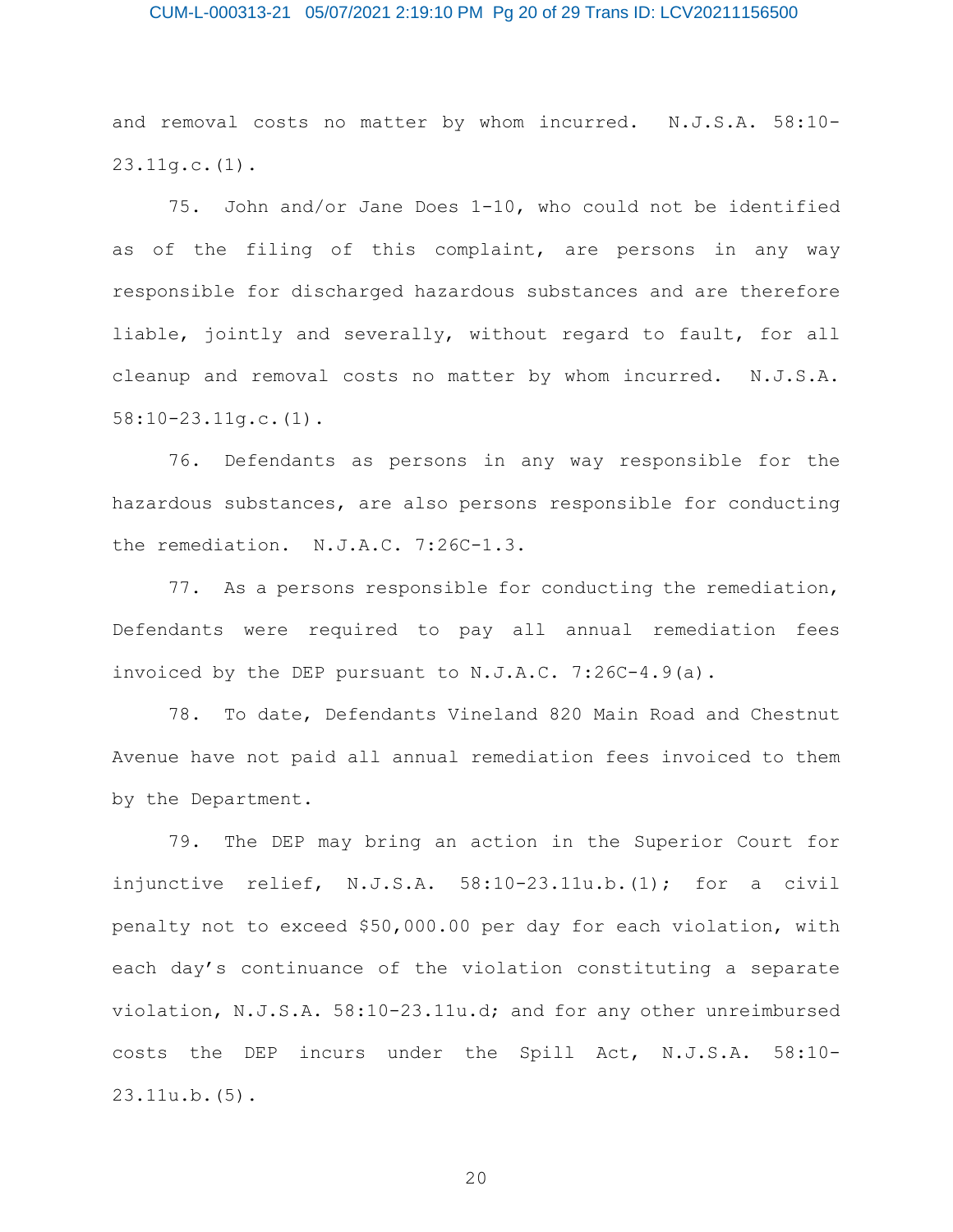and removal costs no matter by whom incurred. N.J.S.A. 58:10-23.11g.c.(1).

75. John and/or Jane Does 1-10, who could not be identified as of the filing of this complaint, are persons in any way responsible for discharged hazardous substances and are therefore liable, jointly and severally, without regard to fault, for all cleanup and removal costs no matter by whom incurred. N.J.S.A. 58:10-23.11g.c.(1).

76. Defendants as persons in any way responsible for the hazardous substances, are also persons responsible for conducting the remediation. N.J.A.C. 7:26C-1.3.

77. As a persons responsible for conducting the remediation, Defendants were required to pay all annual remediation fees invoiced by the DEP pursuant to N.J.A.C. 7:26C-4.9(a).

78. To date, Defendants Vineland 820 Main Road and Chestnut Avenue have not paid all annual remediation fees invoiced to them by the Department.

79. The DEP may bring an action in the Superior Court for injunctive relief, N.J.S.A. 58:10-23.11u.b.(1); for a civil penalty not to exceed $50,000.00 per day for each violation, with each day's continuance of the violation constituting a separate violation, N.J.S.A. 58:10-23.11u.d; and for any other unreimbursed costs the DEP incurs under the Spill Act, N.J.S.A. 58:10-23.11u.b.(5).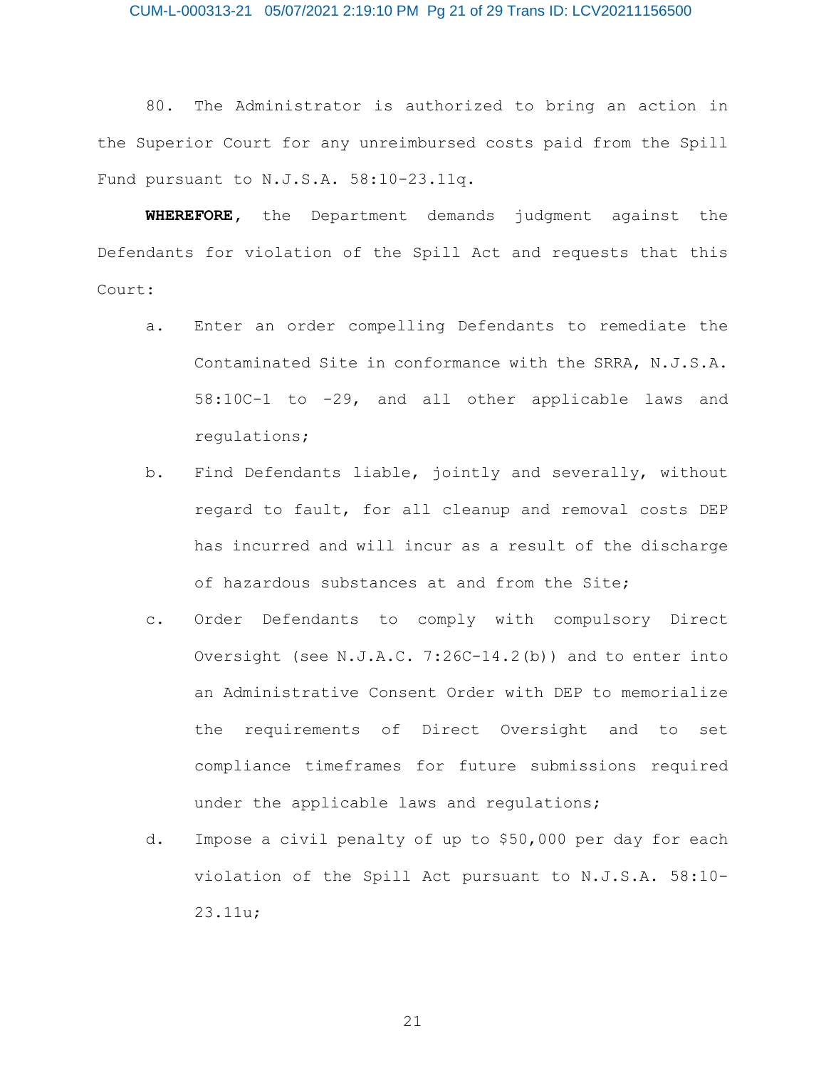80. The Administrator is authorized to bring an action in the Superior Court for any unreimbursed costs paid from the Spill Fund pursuant to N.J.S.A. 58:10-23.11q.

**WHEREFORE**, the Department demands judgment against the Defendants for violation of the Spill Act and requests that this Court:

a. Enter an order compelling Defendants to remediate the Contaminated Site in conformance with the SRRA, N.J.S.A. 58:10C-1 to -29, and all other applicable laws and regulations;

b. Find Defendants liable, jointly and severally, without regard to fault, for all cleanup and removal costs DEP has incurred and will incur as a result of the discharge of hazardous substances at and from the Site;

c. Order Defendants to comply with compulsory Direct Oversight (see N.J.A.C. 7:26C-14.2(b)) and to enter into an Administrative Consent Order with DEP to memorialize the requirements of Direct Oversight and to set compliance timeframes for future submissions required under the applicable laws and regulations;

d. Impose a civil penalty of up to $50,000 per day for each violation of the Spill Act pursuant to N.J.S.A. 58:10-23.11u;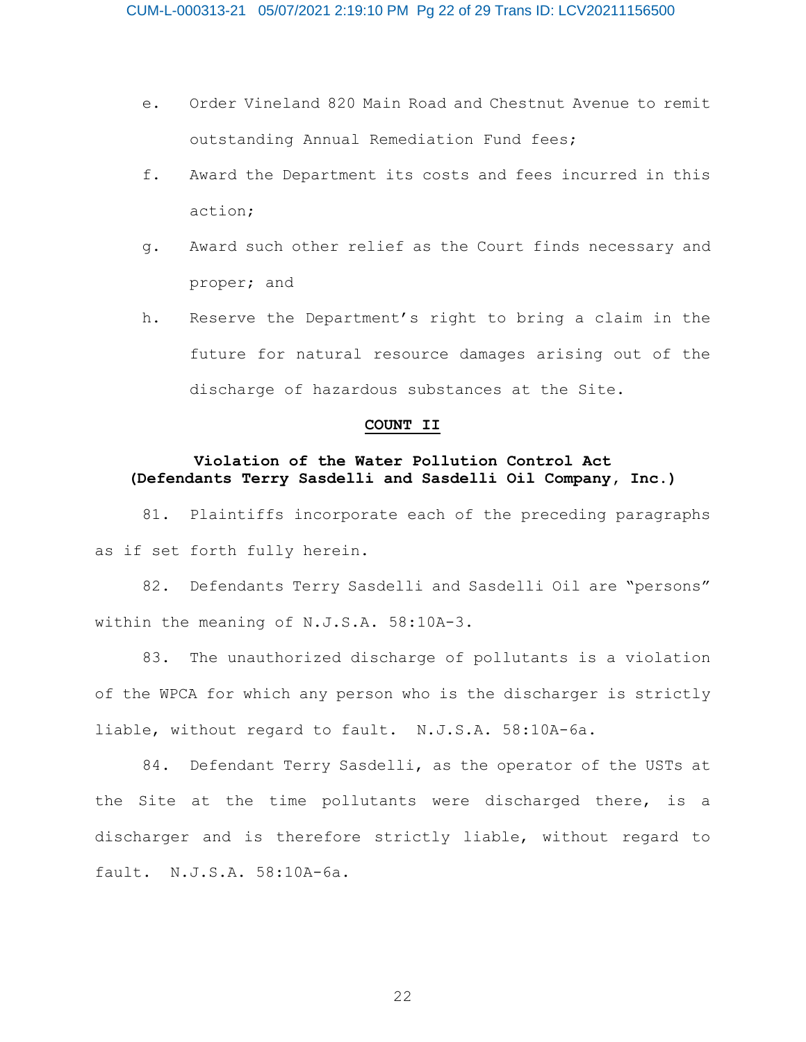e. Order Vineland 820 Main Road and Chestnut Avenue to remit outstanding Annual Remediation Fund fees;

f. Award the Department its costs and fees incurred in this action;

g. Award such other relief as the Court finds necessary and proper; and

h. Reserve the Department's right to bring a claim in the future for natural resource damages arising out of the discharge of hazardous substances at the Site.

**COUNT II**

**Violation of the Water Pollution Control Act**
**(Defendants Terry Sasdelli and Sasdelli Oil Company, Inc.)**

81. Plaintiffs incorporate each of the preceding paragraphs as if set forth fully herein.

82. Defendants Terry Sasdelli and Sasdelli Oil are "persons" within the meaning of N.J.S.A. 58:10A-3.

83. The unauthorized discharge of pollutants is a violation of the WPCA for which any person who is the discharger is strictly liable, without regard to fault. N.J.S.A. 58:10A-6a.

84. Defendant Terry Sasdelli, as the operator of the USTs at the Site at the time pollutants were discharged there, is a discharger and is therefore strictly liable, without regard to fault. N.J.S.A. 58:10A-6a.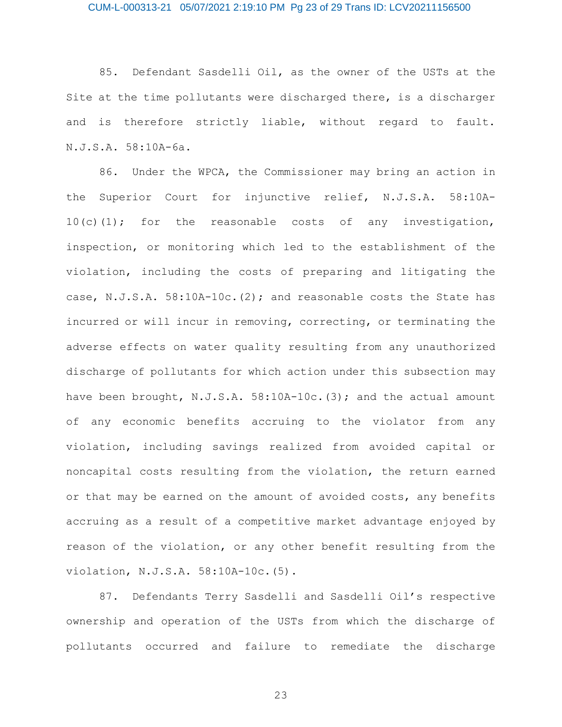85. Defendant Sasdelli Oil, as the owner of the USTs at the Site at the time pollutants were discharged there, is a discharger and is therefore strictly liable, without regard to fault. N.J.S.A. 58:10A-6a.

86. Under the WPCA, the Commissioner may bring an action in the Superior Court for injunctive relief, N.J.S.A. 58:10A-10(c)(1); for the reasonable costs of any investigation, inspection, or monitoring which led to the establishment of the violation, including the costs of preparing and litigating the case, N.J.S.A. 58:10A-10c.(2); and reasonable costs the State has incurred or will incur in removing, correcting, or terminating the adverse effects on water quality resulting from any unauthorized discharge of pollutants for which action under this subsection may have been brought, N.J.S.A. 58:10A-10c.(3); and the actual amount of any economic benefits accruing to the violator from any violation, including savings realized from avoided capital or noncapital costs resulting from the violation, the return earned or that may be earned on the amount of avoided costs, any benefits accruing as a result of a competitive market advantage enjoyed by reason of the violation, or any other benefit resulting from the violation, N.J.S.A. 58:10A-10c.(5).

87. Defendants Terry Sasdelli and Sasdelli Oil's respective ownership and operation of the USTs from which the discharge of pollutants occurred and failure to remediate the discharge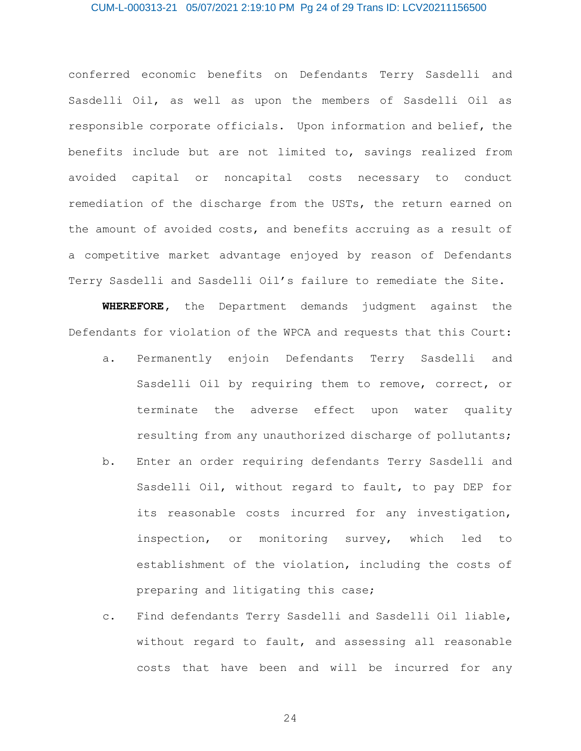conferred economic benefits on Defendants Terry Sasdelli and Sasdelli Oil, as well as upon the members of Sasdelli Oil as responsible corporate officials. Upon information and belief, the benefits include but are not limited to, savings realized from avoided capital or noncapital costs necessary to conduct remediation of the discharge from the USTs, the return earned on the amount of avoided costs, and benefits accruing as a result of a competitive market advantage enjoyed by reason of Defendants Terry Sasdelli and Sasdelli Oil's failure to remediate the Site.

**WHEREFORE,** the Department demands judgment against the Defendants for violation of the WPCA and requests that this Court:

a. Permanently enjoin Defendants Terry Sasdelli and Sasdelli Oil by requiring them to remove, correct, or terminate the adverse effect upon water quality resulting from any unauthorized discharge of pollutants;

b. Enter an order requiring defendants Terry Sasdelli and Sasdelli Oil, without regard to fault, to pay DEP for its reasonable costs incurred for any investigation, inspection, or monitoring survey, which led to establishment of the violation, including the costs of preparing and litigating this case;

c. Find defendants Terry Sasdelli and Sasdelli Oil liable, without regard to fault, and assessing all reasonable costs that have been and will be incurred for any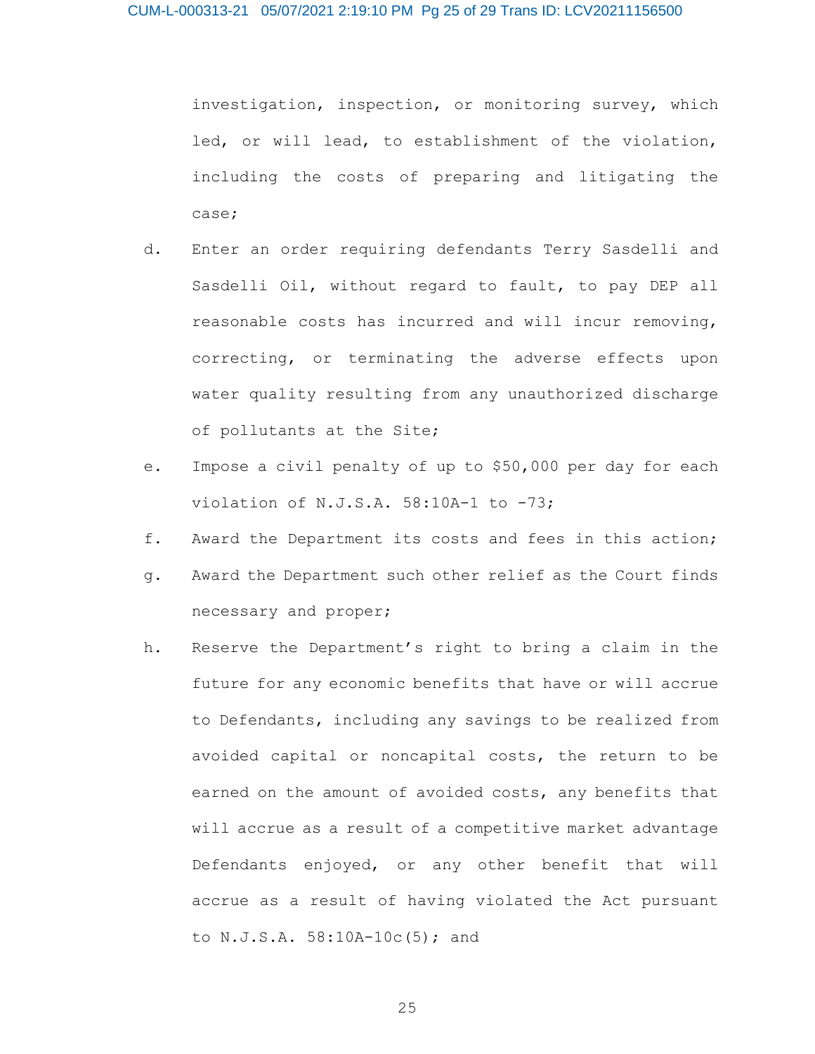investigation, inspection, or monitoring survey, which led, or will lead, to establishment of the violation, including the costs of preparing and litigating the case;

d. Enter an order requiring defendants Terry Sasdelli and Sasdelli Oil, without regard to fault, to pay DEP all reasonable costs has incurred and will incur removing, correcting, or terminating the adverse effects upon water quality resulting from any unauthorized discharge of pollutants at the Site;

e. Impose a civil penalty of up to $50,000 per day for each violation of N.J.S.A. 58:10A-1 to -73;

f. Award the Department its costs and fees in this action;

g. Award the Department such other relief as the Court finds necessary and proper;

h. Reserve the Department's right to bring a claim in the future for any economic benefits that have or will accrue to Defendants, including any savings to be realized from avoided capital or noncapital costs, the return to be earned on the amount of avoided costs, any benefits that will accrue as a result of a competitive market advantage Defendants enjoyed, or any other benefit that will accrue as a result of having violated the Act pursuant to N.J.S.A. 58:10A-10c(5); and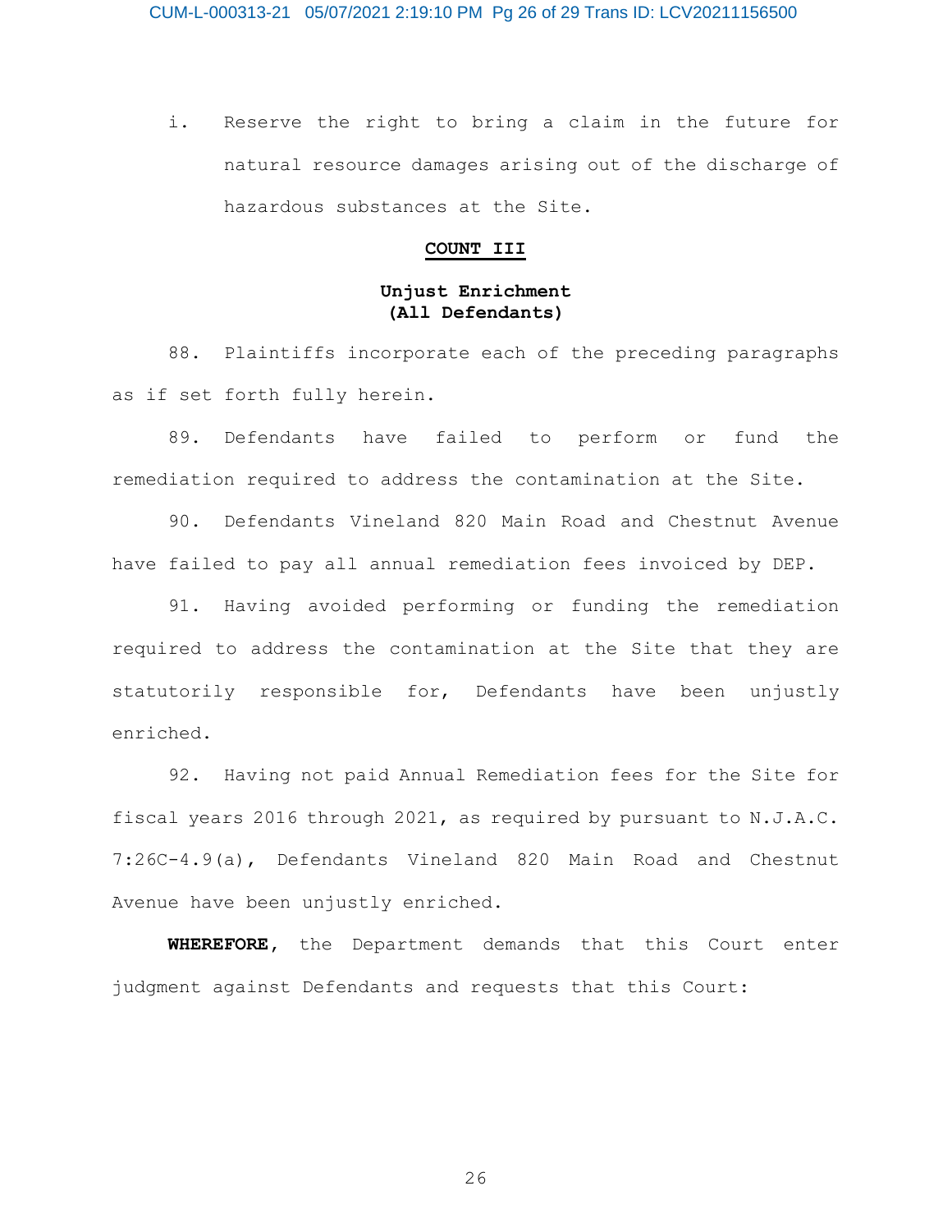i. Reserve the right to bring a claim in the future for natural resource damages arising out of the discharge of hazardous substances at the Site.

## COUNT III

### Unjust Enrichment (All Defendants)

88. Plaintiffs incorporate each of the preceding paragraphs as if set forth fully herein.

89. Defendants have failed to perform or fund the remediation required to address the contamination at the Site.

90. Defendants Vineland 820 Main Road and Chestnut Avenue have failed to pay all annual remediation fees invoiced by DEP.

91. Having avoided performing or funding the remediation required to address the contamination at the Site that they are statutorily responsible for, Defendants have been unjustly enriched.

92. Having not paid Annual Remediation fees for the Site for fiscal years 2016 through 2021, as required by pursuant to N.J.A.C. 7:26C-4.9(a), Defendants Vineland 820 Main Road and Chestnut Avenue have been unjustly enriched.

**WHEREFORE**, the Department demands that this Court enter judgment against Defendants and requests that this Court: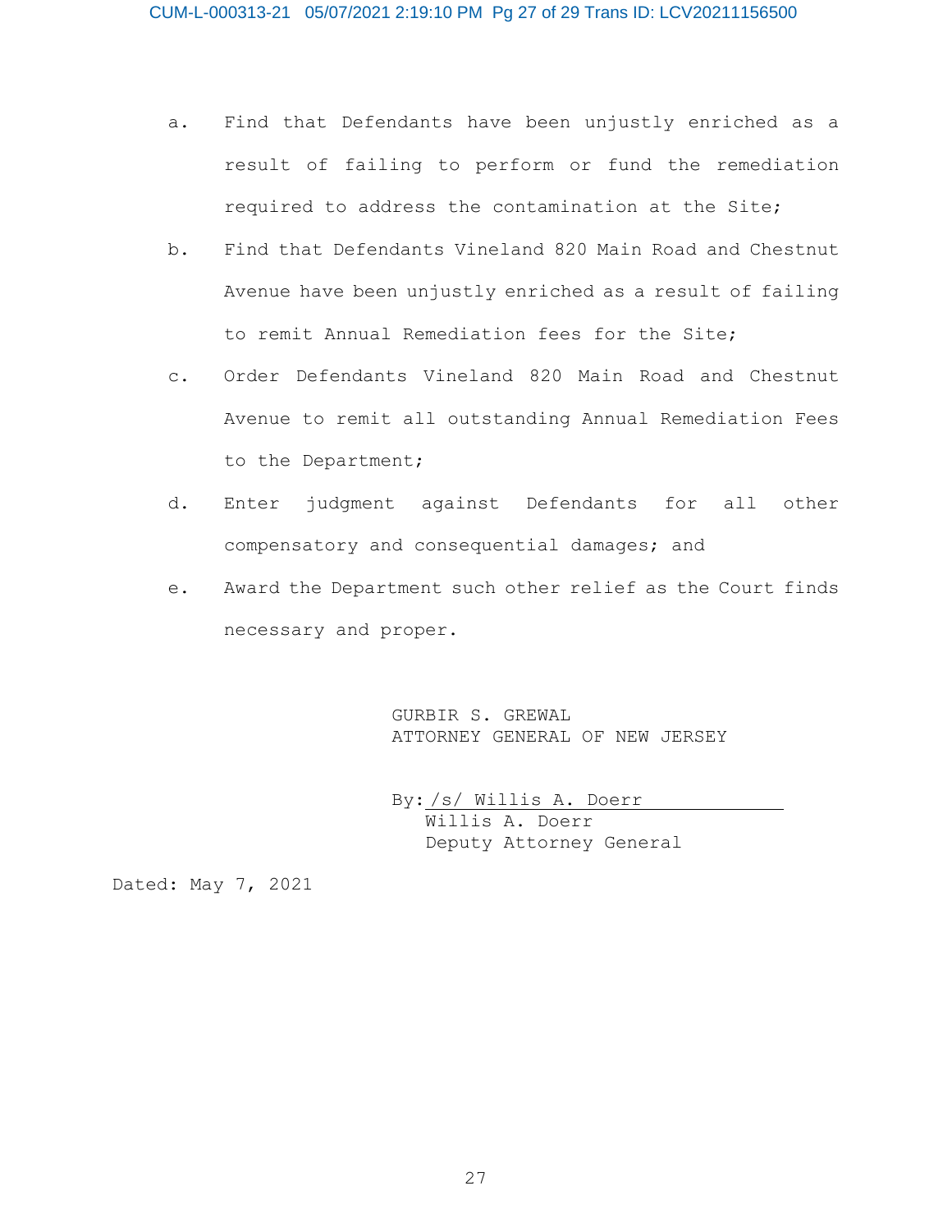a. Find that Defendants have been unjustly enriched as a result of failing to perform or fund the remediation required to address the contamination at the Site;

b. Find that Defendants Vineland 820 Main Road and Chestnut Avenue have been unjustly enriched as a result of failing to remit Annual Remediation fees for the Site;

c. Order Defendants Vineland 820 Main Road and Chestnut Avenue to remit all outstanding Annual Remediation Fees to the Department;

d. Enter judgment against Defendants for all other compensatory and consequential damages; and

e. Award the Department such other relief as the Court finds necessary and proper.

GURBIR S. GREWAL
ATTORNEY GENERAL OF NEW JERSEY

By: /s/ Willis A. Doerr
Willis A. Doerr
Deputy Attorney General

Dated: May 7, 2021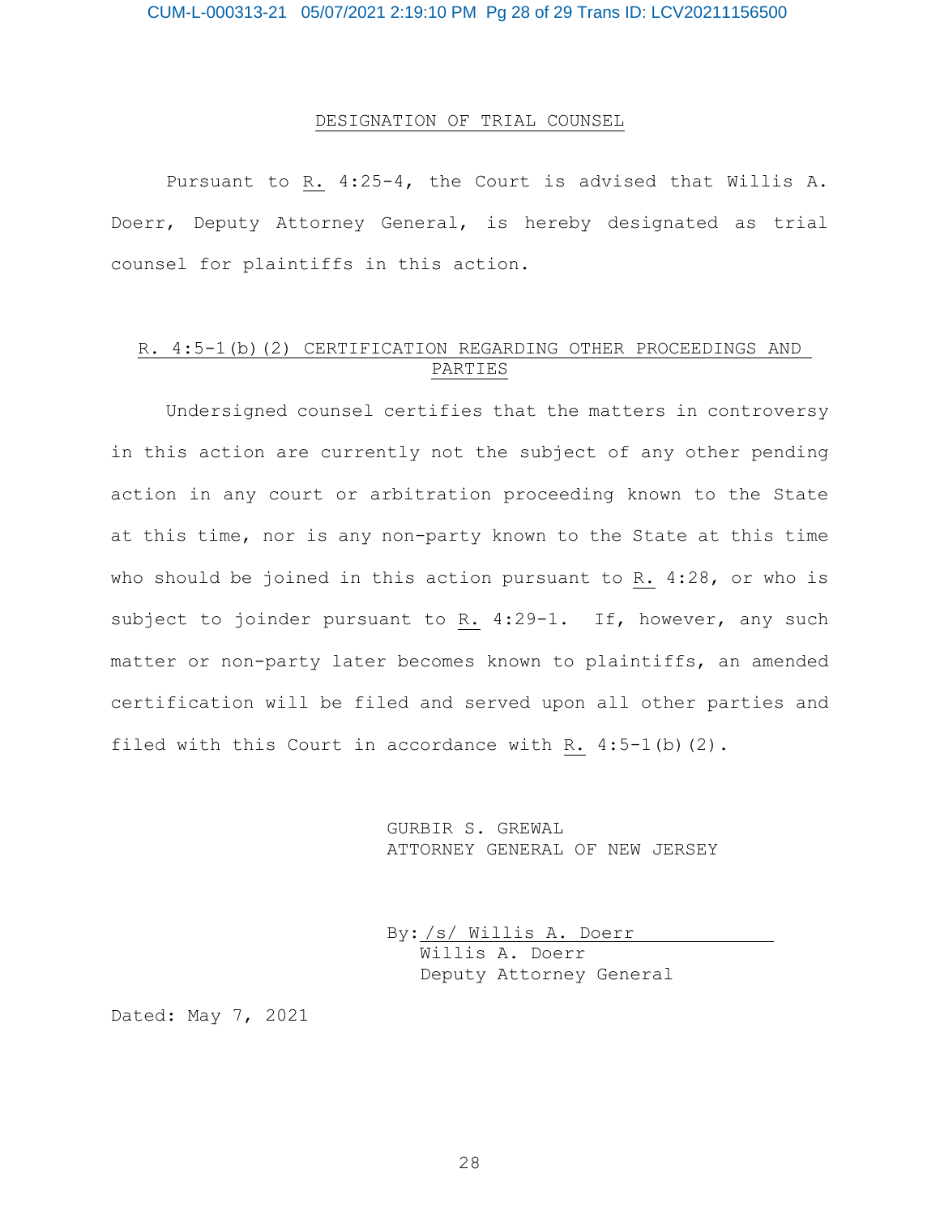## DESIGNATION OF TRIAL COUNSEL

Pursuant to R. 4:25-4, the Court is advised that Willis A. Doerr, Deputy Attorney General, is hereby designated as trial counsel for plaintiffs in this action.

## R. 4:5-1(b)(2) CERTIFICATION REGARDING OTHER PROCEEDINGS AND PARTIES

Undersigned counsel certifies that the matters in controversy in this action are currently not the subject of any other pending action in any court or arbitration proceeding known to the State at this time, nor is any non-party known to the State at this time who should be joined in this action pursuant to R. 4:28, or who is subject to joinder pursuant to R. 4:29-1. If, however, any such matter or non-party later becomes known to plaintiffs, an amended certification will be filed and served upon all other parties and filed with this Court in accordance with R. 4:5-1(b)(2).

GURBIR S. GREWAL
ATTORNEY GENERAL OF NEW JERSEY

By: /s/ Willis A. Doerr
Willis A. Doerr
Deputy Attorney General

Dated: May 7, 2021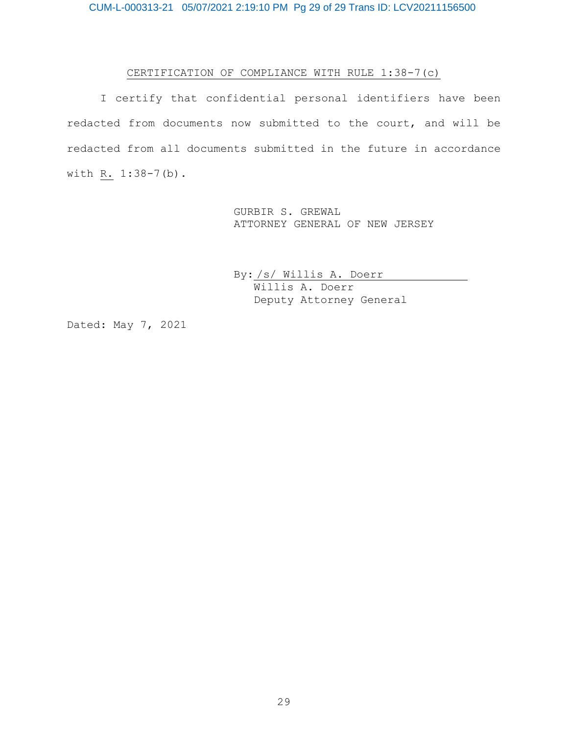<u>CERTIFICATION OF COMPLIANCE WITH RULE 1:38-7(c)</u>

I certify that confidential personal identifiers have been redacted from documents now submitted to the court, and will be redacted from all documents submitted in the future in accordance with <u>R.</u> 1:38-7(b).

GURBIR S. GREWAL
ATTORNEY GENERAL OF NEW JERSEY

By: /s/ Willis A. Doerr
Willis A. Doerr
Deputy Attorney General

Dated: May 7, 2021